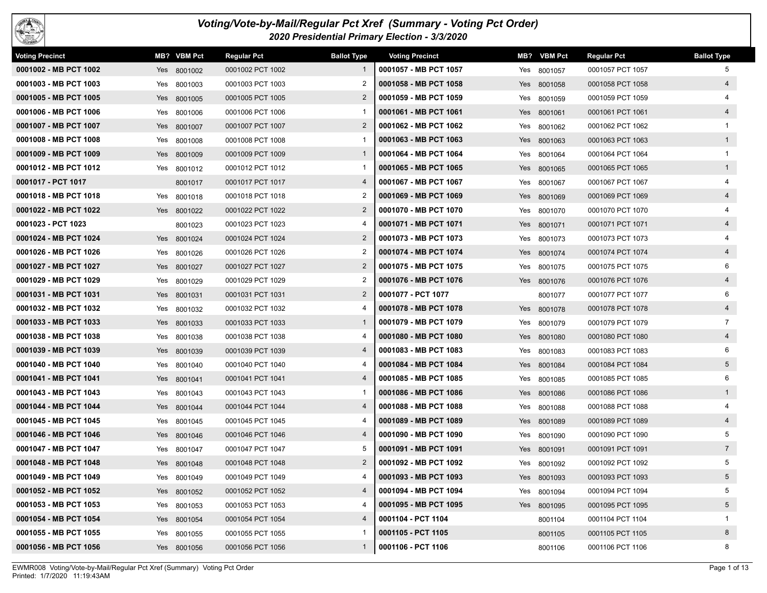# Voting/Vote-by-Mail/Regular Pct Xref (Summary - Voting Pct Order)

## 2020 Presidential Primary Election - 3/3/2020

| Voting Precinct | MB? | VBM Pct | Regular Pct | Ballot Type |
|---|---|---|---|---|
| 0001002 - MB PCT 1002 | Yes | 8001002 | 0001002 PCT 1002 | 1 |
| 0001003 - MB PCT 1003 | Yes | 8001003 | 0001003 PCT 1003 | 2 |
| 0001005 - MB PCT 1005 | Yes | 8001005 | 0001005 PCT 1005 | 2 |
| 0001006 - MB PCT 1006 | Yes | 8001006 | 0001006 PCT 1006 | 1 |
| 0001007 - MB PCT 1007 | Yes | 8001007 | 0001007 PCT 1007 | 2 |
| 0001008 - MB PCT 1008 | Yes | 8001008 | 0001008 PCT 1008 | 1 |
| 0001009 - MB PCT 1009 | Yes | 8001009 | 0001009 PCT 1009 | 1 |
| 0001012 - MB PCT 1012 | Yes | 8001012 | 0001012 PCT 1012 | 1 |
| 0001017 - PCT 1017 | | 8001017 | 0001017 PCT 1017 | 4 |
| 0001018 - MB PCT 1018 | Yes | 8001018 | 0001018 PCT 1018 | 2 |
| 0001022 - MB PCT 1022 | Yes | 8001022 | 0001022 PCT 1022 | 2 |
| 0001023 - PCT 1023 | | 8001023 | 0001023 PCT 1023 | 4 |
| 0001024 - MB PCT 1024 | Yes | 8001024 | 0001024 PCT 1024 | 2 |
| 0001026 - MB PCT 1026 | Yes | 8001026 | 0001026 PCT 1026 | 2 |
| 0001027 - MB PCT 1027 | Yes | 8001027 | 0001027 PCT 1027 | 2 |
| 0001029 - MB PCT 1029 | Yes | 8001029 | 0001029 PCT 1029 | 2 |
| 0001031 - MB PCT 1031 | Yes | 8001031 | 0001031 PCT 1031 | 2 |
| 0001032 - MB PCT 1032 | Yes | 8001032 | 0001032 PCT 1032 | 4 |
| 0001033 - MB PCT 1033 | Yes | 8001033 | 0001033 PCT 1033 | 1 |
| 0001038 - MB PCT 1038 | Yes | 8001038 | 0001038 PCT 1038 | 4 |
| 0001039 - MB PCT 1039 | Yes | 8001039 | 0001039 PCT 1039 | 4 |
| 0001040 - MB PCT 1040 | Yes | 8001040 | 0001040 PCT 1040 | 4 |
| 0001041 - MB PCT 1041 | Yes | 8001041 | 0001041 PCT 1041 | 4 |
| 0001043 - MB PCT 1043 | Yes | 8001043 | 0001043 PCT 1043 | 1 |
| 0001044 - MB PCT 1044 | Yes | 8001044 | 0001044 PCT 1044 | 4 |
| 0001045 - MB PCT 1045 | Yes | 8001045 | 0001045 PCT 1045 | 4 |
| 0001046 - MB PCT 1046 | Yes | 8001046 | 0001046 PCT 1046 | 4 |
| 0001047 - MB PCT 1047 | Yes | 8001047 | 0001047 PCT 1047 | 5 |
| 0001048 - MB PCT 1048 | Yes | 8001048 | 0001048 PCT 1048 | 2 |
| 0001049 - MB PCT 1049 | Yes | 8001049 | 0001049 PCT 1049 | 4 |
| 0001052 - MB PCT 1052 | Yes | 8001052 | 0001052 PCT 1052 | 4 |
| 0001053 - MB PCT 1053 | Yes | 8001053 | 0001053 PCT 1053 | 4 |
| 0001054 - MB PCT 1054 | Yes | 8001054 | 0001054 PCT 1054 | 4 |
| 0001055 - MB PCT 1055 | Yes | 8001055 | 0001055 PCT 1055 | 1 |
| 0001056 - MB PCT 1056 | Yes | 8001056 | 0001056 PCT 1056 | 1 |
| 0001057 - MB PCT 1057 | Yes | 8001057 | 0001057 PCT 1057 | 5 |
| 0001058 - MB PCT 1058 | Yes | 8001058 | 0001058 PCT 1058 | 4 |
| 0001059 - MB PCT 1059 | Yes | 8001059 | 0001059 PCT 1059 | 4 |
| 0001061 - MB PCT 1061 | Yes | 8001061 | 0001061 PCT 1061 | 4 |
| 0001062 - MB PCT 1062 | Yes | 8001062 | 0001062 PCT 1062 | 1 |
| 0001063 - MB PCT 1063 | Yes | 8001063 | 0001063 PCT 1063 | 1 |
| 0001064 - MB PCT 1064 | Yes | 8001064 | 0001064 PCT 1064 | 1 |
| 0001065 - MB PCT 1065 | Yes | 8001065 | 0001065 PCT 1065 | 1 |
| 0001067 - MB PCT 1067 | Yes | 8001067 | 0001067 PCT 1067 | 4 |
| 0001069 - MB PCT 1069 | Yes | 8001069 | 0001069 PCT 1069 | 4 |
| 0001070 - MB PCT 1070 | Yes | 8001070 | 0001070 PCT 1070 | 4 |
| 0001071 - MB PCT 1071 | Yes | 8001071 | 0001071 PCT 1071 | 4 |
| 0001073 - MB PCT 1073 | Yes | 8001073 | 0001073 PCT 1073 | 4 |
| 0001074 - MB PCT 1074 | Yes | 8001074 | 0001074 PCT 1074 | 4 |
| 0001075 - MB PCT 1075 | Yes | 8001075 | 0001075 PCT 1075 | 6 |
| 0001076 - MB PCT 1076 | Yes | 8001076 | 0001076 PCT 1076 | 4 |
| 0001077 - PCT 1077 | | 8001077 | 0001077 PCT 1077 | 6 |
| 0001078 - MB PCT 1078 | Yes | 8001078 | 0001078 PCT 1078 | 4 |
| 0001079 - MB PCT 1079 | Yes | 8001079 | 0001079 PCT 1079 | 7 |
| 0001080 - MB PCT 1080 | Yes | 8001080 | 0001080 PCT 1080 | 4 |
| 0001083 - MB PCT 1083 | Yes | 8001083 | 0001083 PCT 1083 | 6 |
| 0001084 - MB PCT 1084 | Yes | 8001084 | 0001084 PCT 1084 | 5 |
| 0001085 - MB PCT 1085 | Yes | 8001085 | 0001085 PCT 1085 | 6 |
| 0001086 - MB PCT 1086 | Yes | 8001086 | 0001086 PCT 1086 | 1 |
| 0001088 - MB PCT 1088 | Yes | 8001088 | 0001088 PCT 1088 | 4 |
| 0001089 - MB PCT 1089 | Yes | 8001089 | 0001089 PCT 1089 | 4 |
| 0001090 - MB PCT 1090 | Yes | 8001090 | 0001090 PCT 1090 | 5 |
| 0001091 - MB PCT 1091 | Yes | 8001091 | 0001091 PCT 1091 | 7 |
| 0001092 - MB PCT 1092 | Yes | 8001092 | 0001092 PCT 1092 | 5 |
| 0001093 - MB PCT 1093 | Yes | 8001093 | 0001093 PCT 1093 | 5 |
| 0001094 - MB PCT 1094 | Yes | 8001094 | 0001094 PCT 1094 | 5 |
| 0001095 - MB PCT 1095 | Yes | 8001095 | 0001095 PCT 1095 | 5 |
| 0001104 - PCT 1104 | | 8001104 | 0001104 PCT 1104 | 1 |
| 0001105 - PCT 1105 | | 8001105 | 0001105 PCT 1105 | 8 |
| 0001106 - PCT 1106 | | 8001106 | 0001106 PCT 1106 | 8 |

EWMR008 Voting/Vote-by-Mail/Regular Pct Xref (Summary) Voting Pct Order
Printed: 1/7/2020 11:19:43AM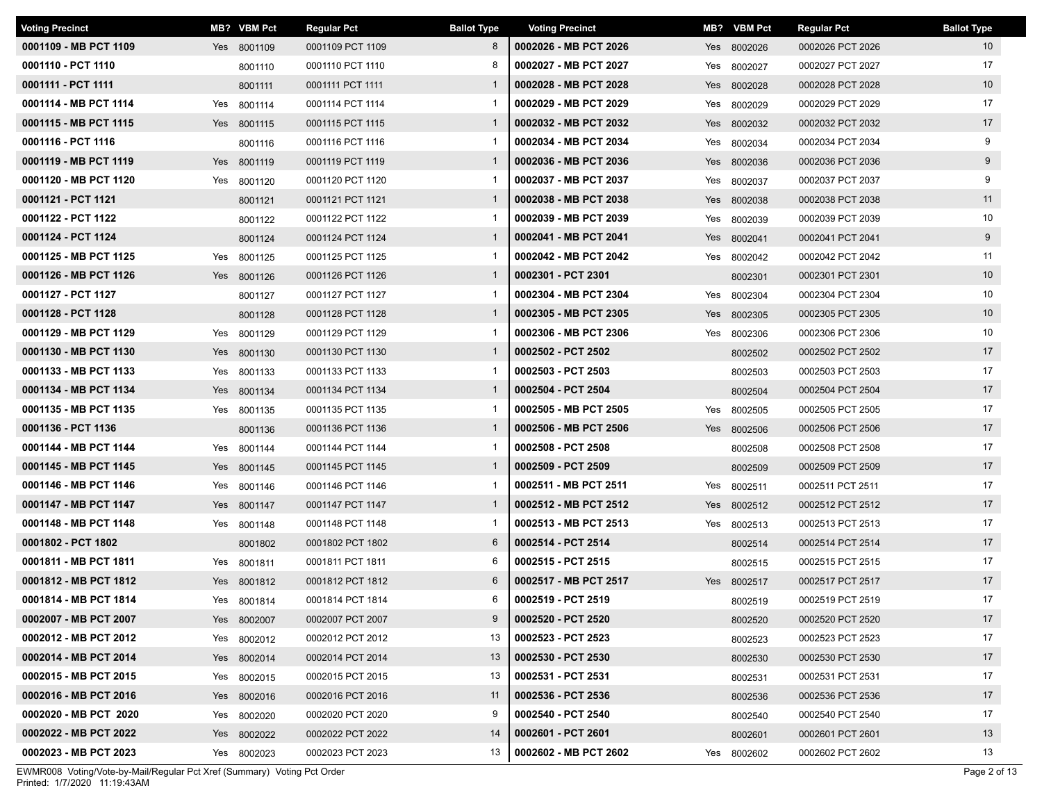| Voting Precinct | MB? | VBM Pct | Regular Pct | Ballot Type |
|---|---|---|---|---|
| 0001109 - MB PCT 1109 | Yes | 8001109 | 0001109 PCT 1109 | 8 |
| 0001110 - PCT 1110 | | 8001110 | 0001110 PCT 1110 | 8 |
| 0001111 - PCT 1111 | | 8001111 | 0001111 PCT 1111 | 1 |
| 0001114 - MB PCT 1114 | Yes | 8001114 | 0001114 PCT 1114 | 1 |
| 0001115 - MB PCT 1115 | Yes | 8001115 | 0001115 PCT 1115 | 1 |
| 0001116 - PCT 1116 | | 8001116 | 0001116 PCT 1116 | 1 |
| 0001119 - MB PCT 1119 | Yes | 8001119 | 0001119 PCT 1119 | 1 |
| 0001120 - MB PCT 1120 | Yes | 8001120 | 0001120 PCT 1120 | 1 |
| 0001121 - PCT 1121 | | 8001121 | 0001121 PCT 1121 | 1 |
| 0001122 - PCT 1122 | | 8001122 | 0001122 PCT 1122 | 1 |
| 0001124 - PCT 1124 | | 8001124 | 0001124 PCT 1124 | 1 |
| 0001125 - MB PCT 1125 | Yes | 8001125 | 0001125 PCT 1125 | 1 |
| 0001126 - MB PCT 1126 | Yes | 8001126 | 0001126 PCT 1126 | 1 |
| 0001127 - PCT 1127 | | 8001127 | 0001127 PCT 1127 | 1 |
| 0001128 - PCT 1128 | | 8001128 | 0001128 PCT 1128 | 1 |
| 0001129 - MB PCT 1129 | Yes | 8001129 | 0001129 PCT 1129 | 1 |
| 0001130 - MB PCT 1130 | Yes | 8001130 | 0001130 PCT 1130 | 1 |
| 0001133 - MB PCT 1133 | Yes | 8001133 | 0001133 PCT 1133 | 1 |
| 0001134 - MB PCT 1134 | Yes | 8001134 | 0001134 PCT 1134 | 1 |
| 0001135 - MB PCT 1135 | Yes | 8001135 | 0001135 PCT 1135 | 1 |
| 0001136 - PCT 1136 | | 8001136 | 0001136 PCT 1136 | 1 |
| 0001144 - MB PCT 1144 | Yes | 8001144 | 0001144 PCT 1144 | 1 |
| 0001145 - MB PCT 1145 | Yes | 8001145 | 0001145 PCT 1145 | 1 |
| 0001146 - MB PCT 1146 | Yes | 8001146 | 0001146 PCT 1146 | 1 |
| 0001147 - MB PCT 1147 | Yes | 8001147 | 0001147 PCT 1147 | 1 |
| 0001148 - MB PCT 1148 | Yes | 8001148 | 0001148 PCT 1148 | 1 |
| 0001802 - PCT 1802 | | 8001802 | 0001802 PCT 1802 | 6 |
| 0001811 - MB PCT 1811 | Yes | 8001811 | 0001811 PCT 1811 | 6 |
| 0001812 - MB PCT 1812 | Yes | 8001812 | 0001812 PCT 1812 | 6 |
| 0001814 - MB PCT 1814 | Yes | 8001814 | 0001814 PCT 1814 | 6 |
| 0002007 - MB PCT 2007 | Yes | 8002007 | 0002007 PCT 2007 | 9 |
| 0002012 - MB PCT 2012 | Yes | 8002012 | 0002012 PCT 2012 | 13 |
| 0002014 - MB PCT 2014 | Yes | 8002014 | 0002014 PCT 2014 | 13 |
| 0002015 - MB PCT 2015 | Yes | 8002015 | 0002015 PCT 2015 | 13 |
| 0002016 - MB PCT 2016 | Yes | 8002016 | 0002016 PCT 2016 | 11 |
| 0002020 - MB PCT 2020 | Yes | 8002020 | 0002020 PCT 2020 | 9 |
| 0002022 - MB PCT 2022 | Yes | 8002022 | 0002022 PCT 2022 | 14 |
| 0002023 - MB PCT 2023 | Yes | 8002023 | 0002023 PCT 2023 | 13 |
| 0002026 - MB PCT 2026 | Yes | 8002026 | 0002026 PCT 2026 | 10 |
| 0002027 - MB PCT 2027 | Yes | 8002027 | 0002027 PCT 2027 | 17 |
| 0002028 - MB PCT 2028 | Yes | 8002028 | 0002028 PCT 2028 | 10 |
| 0002029 - MB PCT 2029 | Yes | 8002029 | 0002029 PCT 2029 | 17 |
| 0002032 - MB PCT 2032 | Yes | 8002032 | 0002032 PCT 2032 | 17 |
| 0002034 - MB PCT 2034 | Yes | 8002034 | 0002034 PCT 2034 | 9 |
| 0002036 - MB PCT 2036 | Yes | 8002036 | 0002036 PCT 2036 | 9 |
| 0002037 - MB PCT 2037 | Yes | 8002037 | 0002037 PCT 2037 | 9 |
| 0002038 - MB PCT 2038 | Yes | 8002038 | 0002038 PCT 2038 | 11 |
| 0002039 - MB PCT 2039 | Yes | 8002039 | 0002039 PCT 2039 | 10 |
| 0002041 - MB PCT 2041 | Yes | 8002041 | 0002041 PCT 2041 | 9 |
| 0002042 - MB PCT 2042 | Yes | 8002042 | 0002042 PCT 2042 | 11 |
| 0002301 - PCT 2301 | | 8002301 | 0002301 PCT 2301 | 10 |
| 0002304 - MB PCT 2304 | Yes | 8002304 | 0002304 PCT 2304 | 10 |
| 0002305 - MB PCT 2305 | Yes | 8002305 | 0002305 PCT 2305 | 10 |
| 0002306 - MB PCT 2306 | Yes | 8002306 | 0002306 PCT 2306 | 10 |
| 0002502 - PCT 2502 | | 8002502 | 0002502 PCT 2502 | 17 |
| 0002503 - PCT 2503 | | 8002503 | 0002503 PCT 2503 | 17 |
| 0002504 - PCT 2504 | | 8002504 | 0002504 PCT 2504 | 17 |
| 0002505 - MB PCT 2505 | Yes | 8002505 | 0002505 PCT 2505 | 17 |
| 0002506 - MB PCT 2506 | Yes | 8002506 | 0002506 PCT 2506 | 17 |
| 0002508 - PCT 2508 | | 8002508 | 0002508 PCT 2508 | 17 |
| 0002509 - PCT 2509 | | 8002509 | 0002509 PCT 2509 | 17 |
| 0002511 - MB PCT 2511 | Yes | 8002511 | 0002511 PCT 2511 | 17 |
| 0002512 - MB PCT 2512 | Yes | 8002512 | 0002512 PCT 2512 | 17 |
| 0002513 - MB PCT 2513 | Yes | 8002513 | 0002513 PCT 2513 | 17 |
| 0002514 - PCT 2514 | | 8002514 | 0002514 PCT 2514 | 17 |
| 0002515 - PCT 2515 | | 8002515 | 0002515 PCT 2515 | 17 |
| 0002517 - MB PCT 2517 | Yes | 8002517 | 0002517 PCT 2517 | 17 |
| 0002519 - PCT 2519 | | 8002519 | 0002519 PCT 2519 | 17 |
| 0002520 - PCT 2520 | | 8002520 | 0002520 PCT 2520 | 17 |
| 0002523 - PCT 2523 | | 8002523 | 0002523 PCT 2523 | 17 |
| 0002530 - PCT 2530 | | 8002530 | 0002530 PCT 2530 | 17 |
| 0002531 - PCT 2531 | | 8002531 | 0002531 PCT 2531 | 17 |
| 0002536 - PCT 2536 | | 8002536 | 0002536 PCT 2536 | 17 |
| 0002540 - PCT 2540 | | 8002540 | 0002540 PCT 2540 | 17 |
| 0002601 - PCT 2601 | | 8002601 | 0002601 PCT 2601 | 13 |
| 0002602 - MB PCT 2602 | Yes | 8002602 | 0002602 PCT 2602 | 13 |

EWMR008 Voting/Vote-by-Mail/Regular Pct Xref (Summary) Voting Pct Order
Printed: 1/7/2020 11:19:43AM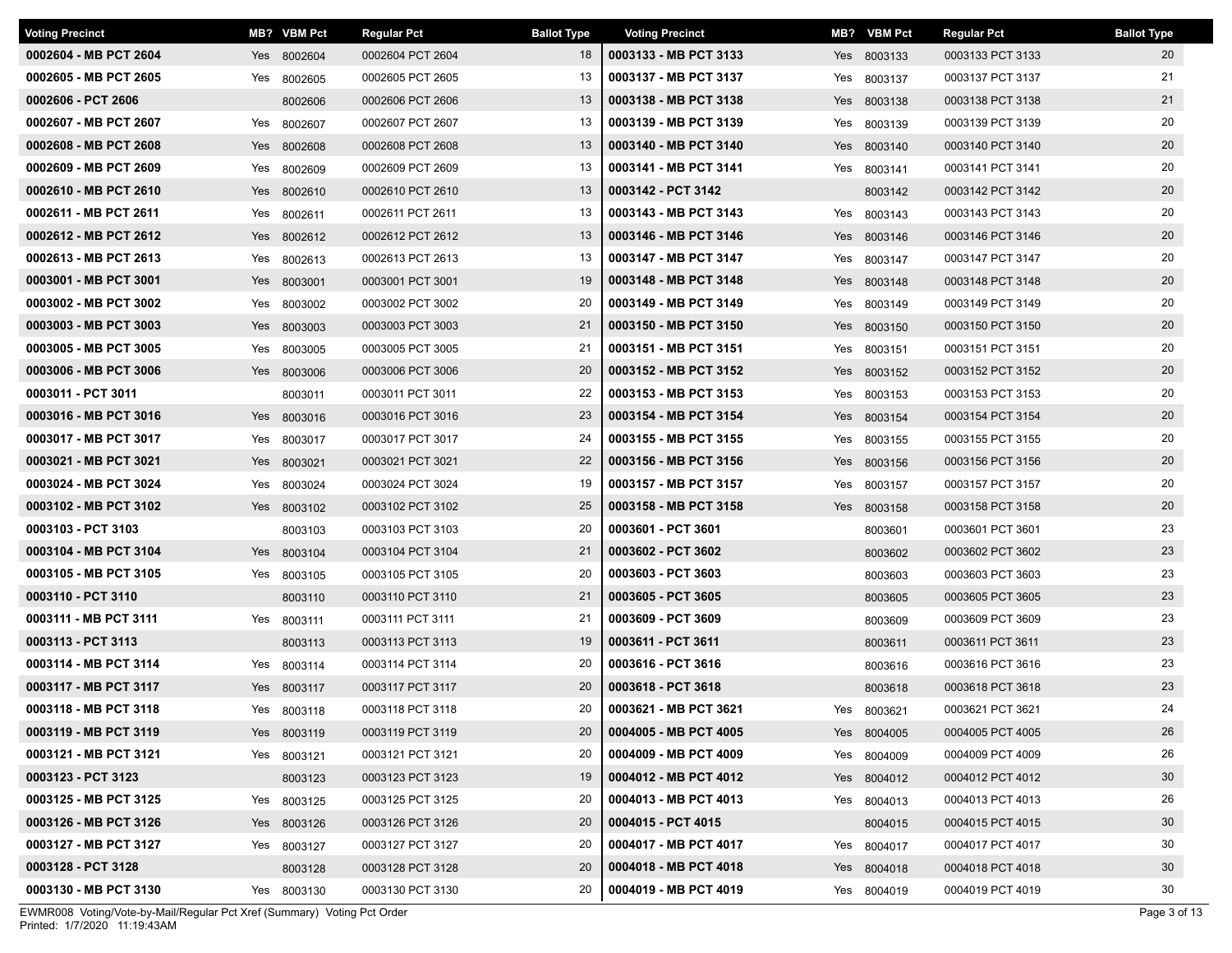| Voting Precinct | MB? | VBM Pct | Regular Pct | Ballot Type |
|---|---|---|---|---|
| 0002604 - MB PCT 2604 | Yes | 8002604 | 0002604 PCT 2604 | 18 |
| 0002605 - MB PCT 2605 | Yes | 8002605 | 0002605 PCT 2605 | 13 |
| 0002606 - PCT 2606 | | 8002606 | 0002606 PCT 2606 | 13 |
| 0002607 - MB PCT 2607 | Yes | 8002607 | 0002607 PCT 2607 | 13 |
| 0002608 - MB PCT 2608 | Yes | 8002608 | 0002608 PCT 2608 | 13 |
| 0002609 - MB PCT 2609 | Yes | 8002609 | 0002609 PCT 2609 | 13 |
| 0002610 - MB PCT 2610 | Yes | 8002610 | 0002610 PCT 2610 | 13 |
| 0002611 - MB PCT 2611 | Yes | 8002611 | 0002611 PCT 2611 | 13 |
| 0002612 - MB PCT 2612 | Yes | 8002612 | 0002612 PCT 2612 | 13 |
| 0002613 - MB PCT 2613 | Yes | 8002613 | 0002613 PCT 2613 | 13 |
| 0003001 - MB PCT 3001 | Yes | 8003001 | 0003001 PCT 3001 | 19 |
| 0003002 - MB PCT 3002 | Yes | 8003002 | 0003002 PCT 3002 | 20 |
| 0003003 - MB PCT 3003 | Yes | 8003003 | 0003003 PCT 3003 | 21 |
| 0003005 - MB PCT 3005 | Yes | 8003005 | 0003005 PCT 3005 | 21 |
| 0003006 - MB PCT 3006 | Yes | 8003006 | 0003006 PCT 3006 | 20 |
| 0003011 - PCT 3011 | | 8003011 | 0003011 PCT 3011 | 22 |
| 0003016 - MB PCT 3016 | Yes | 8003016 | 0003016 PCT 3016 | 23 |
| 0003017 - MB PCT 3017 | Yes | 8003017 | 0003017 PCT 3017 | 24 |
| 0003021 - MB PCT 3021 | Yes | 8003021 | 0003021 PCT 3021 | 22 |
| 0003024 - MB PCT 3024 | Yes | 8003024 | 0003024 PCT 3024 | 19 |
| 0003102 - MB PCT 3102 | Yes | 8003102 | 0003102 PCT 3102 | 25 |
| 0003103 - PCT 3103 | | 8003103 | 0003103 PCT 3103 | 20 |
| 0003104 - MB PCT 3104 | Yes | 8003104 | 0003104 PCT 3104 | 21 |
| 0003105 - MB PCT 3105 | Yes | 8003105 | 0003105 PCT 3105 | 20 |
| 0003110 - PCT 3110 | | 8003110 | 0003110 PCT 3110 | 21 |
| 0003111 - MB PCT 3111 | Yes | 8003111 | 0003111 PCT 3111 | 21 |
| 0003113 - PCT 3113 | | 8003113 | 0003113 PCT 3113 | 19 |
| 0003114 - MB PCT 3114 | Yes | 8003114 | 0003114 PCT 3114 | 20 |
| 0003117 - MB PCT 3117 | Yes | 8003117 | 0003117 PCT 3117 | 20 |
| 0003118 - MB PCT 3118 | Yes | 8003118 | 0003118 PCT 3118 | 20 |
| 0003119 - MB PCT 3119 | Yes | 8003119 | 0003119 PCT 3119 | 20 |
| 0003121 - MB PCT 3121 | Yes | 8003121 | 0003121 PCT 3121 | 20 |
| 0003123 - PCT 3123 | | 8003123 | 0003123 PCT 3123 | 19 |
| 0003125 - MB PCT 3125 | Yes | 8003125 | 0003125 PCT 3125 | 20 |
| 0003126 - MB PCT 3126 | Yes | 8003126 | 0003126 PCT 3126 | 20 |
| 0003127 - MB PCT 3127 | Yes | 8003127 | 0003127 PCT 3127 | 20 |
| 0003128 - PCT 3128 | | 8003128 | 0003128 PCT 3128 | 20 |
| 0003130 - MB PCT 3130 | Yes | 8003130 | 0003130 PCT 3130 | 20 |
| 0003133 - MB PCT 3133 | Yes | 8003133 | 0003133 PCT 3133 | 20 |
| 0003137 - MB PCT 3137 | Yes | 8003137 | 0003137 PCT 3137 | 21 |
| 0003138 - MB PCT 3138 | Yes | 8003138 | 0003138 PCT 3138 | 21 |
| 0003139 - MB PCT 3139 | Yes | 8003139 | 0003139 PCT 3139 | 20 |
| 0003140 - MB PCT 3140 | Yes | 8003140 | 0003140 PCT 3140 | 20 |
| 0003141 - MB PCT 3141 | Yes | 8003141 | 0003141 PCT 3141 | 20 |
| 0003142 - PCT 3142 | | 8003142 | 0003142 PCT 3142 | 20 |
| 0003143 - MB PCT 3143 | Yes | 8003143 | 0003143 PCT 3143 | 20 |
| 0003146 - MB PCT 3146 | Yes | 8003146 | 0003146 PCT 3146 | 20 |
| 0003147 - MB PCT 3147 | Yes | 8003147 | 0003147 PCT 3147 | 20 |
| 0003148 - MB PCT 3148 | Yes | 8003148 | 0003148 PCT 3148 | 20 |
| 0003149 - MB PCT 3149 | Yes | 8003149 | 0003149 PCT 3149 | 20 |
| 0003150 - MB PCT 3150 | Yes | 8003150 | 0003150 PCT 3150 | 20 |
| 0003151 - MB PCT 3151 | Yes | 8003151 | 0003151 PCT 3151 | 20 |
| 0003152 - MB PCT 3152 | Yes | 8003152 | 0003152 PCT 3152 | 20 |
| 0003153 - MB PCT 3153 | Yes | 8003153 | 0003153 PCT 3153 | 20 |
| 0003154 - MB PCT 3154 | Yes | 8003154 | 0003154 PCT 3154 | 20 |
| 0003155 - MB PCT 3155 | Yes | 8003155 | 0003155 PCT 3155 | 20 |
| 0003156 - MB PCT 3156 | Yes | 8003156 | 0003156 PCT 3156 | 20 |
| 0003157 - MB PCT 3157 | Yes | 8003157 | 0003157 PCT 3157 | 20 |
| 0003158 - MB PCT 3158 | Yes | 8003158 | 0003158 PCT 3158 | 20 |
| 0003601 - PCT 3601 | | 8003601 | 0003601 PCT 3601 | 23 |
| 0003602 - PCT 3602 | | 8003602 | 0003602 PCT 3602 | 23 |
| 0003603 - PCT 3603 | | 8003603 | 0003603 PCT 3603 | 23 |
| 0003605 - PCT 3605 | | 8003605 | 0003605 PCT 3605 | 23 |
| 0003609 - PCT 3609 | | 8003609 | 0003609 PCT 3609 | 23 |
| 0003611 - PCT 3611 | | 8003611 | 0003611 PCT 3611 | 23 |
| 0003616 - PCT 3616 | | 8003616 | 0003616 PCT 3616 | 23 |
| 0003618 - PCT 3618 | | 8003618 | 0003618 PCT 3618 | 23 |
| 0003621 - MB PCT 3621 | Yes | 8003621 | 0003621 PCT 3621 | 24 |
| 0004005 - MB PCT 4005 | Yes | 8004005 | 0004005 PCT 4005 | 26 |
| 0004009 - MB PCT 4009 | Yes | 8004009 | 0004009 PCT 4009 | 26 |
| 0004012 - MB PCT 4012 | Yes | 8004012 | 0004012 PCT 4012 | 30 |
| 0004013 - MB PCT 4013 | Yes | 8004013 | 0004013 PCT 4013 | 26 |
| 0004015 - PCT 4015 | | 8004015 | 0004015 PCT 4015 | 30 |
| 0004017 - MB PCT 4017 | Yes | 8004017 | 0004017 PCT 4017 | 30 |
| 0004018 - MB PCT 4018 | Yes | 8004018 | 0004018 PCT 4018 | 30 |
| 0004019 - MB PCT 4019 | Yes | 8004019 | 0004019 PCT 4019 | 30 |

EWMR008 Voting/Vote-by-Mail/Regular Pct Xref (Summary) Voting Pct Order
Printed: 1/7/2020 11:19:43AM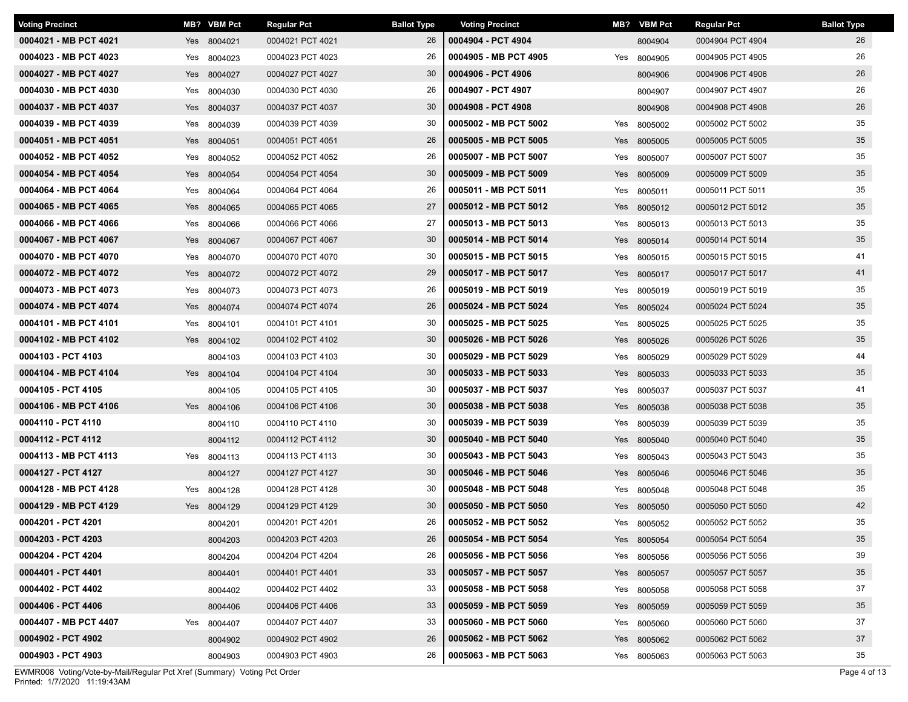| Voting Precinct | MB? | VBM Pct | Regular Pct | Ballot Type |
|---|---|---|---|---|
| 0004021 - MB PCT 4021 | Yes | 8004021 | 0004021 PCT 4021 | 26 |
| 0004023 - MB PCT 4023 | Yes | 8004023 | 0004023 PCT 4023 | 26 |
| 0004027 - MB PCT 4027 | Yes | 8004027 | 0004027 PCT 4027 | 30 |
| 0004030 - MB PCT 4030 | Yes | 8004030 | 0004030 PCT 4030 | 26 |
| 0004037 - MB PCT 4037 | Yes | 8004037 | 0004037 PCT 4037 | 30 |
| 0004039 - MB PCT 4039 | Yes | 8004039 | 0004039 PCT 4039 | 30 |
| 0004051 - MB PCT 4051 | Yes | 8004051 | 0004051 PCT 4051 | 26 |
| 0004052 - MB PCT 4052 | Yes | 8004052 | 0004052 PCT 4052 | 26 |
| 0004054 - MB PCT 4054 | Yes | 8004054 | 0004054 PCT 4054 | 30 |
| 0004064 - MB PCT 4064 | Yes | 8004064 | 0004064 PCT 4064 | 26 |
| 0004065 - MB PCT 4065 | Yes | 8004065 | 0004065 PCT 4065 | 27 |
| 0004066 - MB PCT 4066 | Yes | 8004066 | 0004066 PCT 4066 | 27 |
| 0004067 - MB PCT 4067 | Yes | 8004067 | 0004067 PCT 4067 | 30 |
| 0004070 - MB PCT 4070 | Yes | 8004070 | 0004070 PCT 4070 | 30 |
| 0004072 - MB PCT 4072 | Yes | 8004072 | 0004072 PCT 4072 | 29 |
| 0004073 - MB PCT 4073 | Yes | 8004073 | 0004073 PCT 4073 | 26 |
| 0004074 - MB PCT 4074 | Yes | 8004074 | 0004074 PCT 4074 | 26 |
| 0004101 - MB PCT 4101 | Yes | 8004101 | 0004101 PCT 4101 | 30 |
| 0004102 - MB PCT 4102 | Yes | 8004102 | 0004102 PCT 4102 | 30 |
| 0004103 - PCT 4103 | | 8004103 | 0004103 PCT 4103 | 30 |
| 0004104 - MB PCT 4104 | Yes | 8004104 | 0004104 PCT 4104 | 30 |
| 0004105 - PCT 4105 | | 8004105 | 0004105 PCT 4105 | 30 |
| 0004106 - MB PCT 4106 | Yes | 8004106 | 0004106 PCT 4106 | 30 |
| 0004110 - PCT 4110 | | 8004110 | 0004110 PCT 4110 | 30 |
| 0004112 - PCT 4112 | | 8004112 | 0004112 PCT 4112 | 30 |
| 0004113 - MB PCT 4113 | Yes | 8004113 | 0004113 PCT 4113 | 30 |
| 0004127 - PCT 4127 | | 8004127 | 0004127 PCT 4127 | 30 |
| 0004128 - MB PCT 4128 | Yes | 8004128 | 0004128 PCT 4128 | 30 |
| 0004129 - MB PCT 4129 | Yes | 8004129 | 0004129 PCT 4129 | 30 |
| 0004201 - PCT 4201 | | 8004201 | 0004201 PCT 4201 | 26 |
| 0004203 - PCT 4203 | | 8004203 | 0004203 PCT 4203 | 26 |
| 0004204 - PCT 4204 | | 8004204 | 0004204 PCT 4204 | 26 |
| 0004401 - PCT 4401 | | 8004401 | 0004401 PCT 4401 | 33 |
| 0004402 - PCT 4402 | | 8004402 | 0004402 PCT 4402 | 33 |
| 0004406 - PCT 4406 | | 8004406 | 0004406 PCT 4406 | 33 |
| 0004407 - MB PCT 4407 | Yes | 8004407 | 0004407 PCT 4407 | 33 |
| 0004902 - PCT 4902 | | 8004902 | 0004902 PCT 4902 | 26 |
| 0004903 - PCT 4903 | | 8004903 | 0004903 PCT 4903 | 26 |
| 0004904 - PCT 4904 | | 8004904 | 0004904 PCT 4904 | 26 |
| 0004905 - MB PCT 4905 | Yes | 8004905 | 0004905 PCT 4905 | 26 |
| 0004906 - PCT 4906 | | 8004906 | 0004906 PCT 4906 | 26 |
| 0004907 - PCT 4907 | | 8004907 | 0004907 PCT 4907 | 26 |
| 0004908 - PCT 4908 | | 8004908 | 0004908 PCT 4908 | 26 |
| 0005002 - MB PCT 5002 | Yes | 8005002 | 0005002 PCT 5002 | 35 |
| 0005005 - MB PCT 5005 | Yes | 8005005 | 0005005 PCT 5005 | 35 |
| 0005007 - MB PCT 5007 | Yes | 8005007 | 0005007 PCT 5007 | 35 |
| 0005009 - MB PCT 5009 | Yes | 8005009 | 0005009 PCT 5009 | 35 |
| 0005011 - MB PCT 5011 | Yes | 8005011 | 0005011 PCT 5011 | 35 |
| 0005012 - MB PCT 5012 | Yes | 8005012 | 0005012 PCT 5012 | 35 |
| 0005013 - MB PCT 5013 | Yes | 8005013 | 0005013 PCT 5013 | 35 |
| 0005014 - MB PCT 5014 | Yes | 8005014 | 0005014 PCT 5014 | 35 |
| 0005015 - MB PCT 5015 | Yes | 8005015 | 0005015 PCT 5015 | 41 |
| 0005017 - MB PCT 5017 | Yes | 8005017 | 0005017 PCT 5017 | 41 |
| 0005019 - MB PCT 5019 | Yes | 8005019 | 0005019 PCT 5019 | 35 |
| 0005024 - MB PCT 5024 | Yes | 8005024 | 0005024 PCT 5024 | 35 |
| 0005025 - MB PCT 5025 | Yes | 8005025 | 0005025 PCT 5025 | 35 |
| 0005026 - MB PCT 5026 | Yes | 8005026 | 0005026 PCT 5026 | 35 |
| 0005029 - MB PCT 5029 | Yes | 8005029 | 0005029 PCT 5029 | 44 |
| 0005033 - MB PCT 5033 | Yes | 8005033 | 0005033 PCT 5033 | 35 |
| 0005037 - MB PCT 5037 | Yes | 8005037 | 0005037 PCT 5037 | 41 |
| 0005038 - MB PCT 5038 | Yes | 8005038 | 0005038 PCT 5038 | 35 |
| 0005039 - MB PCT 5039 | Yes | 8005039 | 0005039 PCT 5039 | 35 |
| 0005040 - MB PCT 5040 | Yes | 8005040 | 0005040 PCT 5040 | 35 |
| 0005043 - MB PCT 5043 | Yes | 8005043 | 0005043 PCT 5043 | 35 |
| 0005046 - MB PCT 5046 | Yes | 8005046 | 0005046 PCT 5046 | 35 |
| 0005048 - MB PCT 5048 | Yes | 8005048 | 0005048 PCT 5048 | 35 |
| 0005050 - MB PCT 5050 | Yes | 8005050 | 0005050 PCT 5050 | 42 |
| 0005052 - MB PCT 5052 | Yes | 8005052 | 0005052 PCT 5052 | 35 |
| 0005054 - MB PCT 5054 | Yes | 8005054 | 0005054 PCT 5054 | 35 |
| 0005056 - MB PCT 5056 | Yes | 8005056 | 0005056 PCT 5056 | 39 |
| 0005057 - MB PCT 5057 | Yes | 8005057 | 0005057 PCT 5057 | 35 |
| 0005058 - MB PCT 5058 | Yes | 8005058 | 0005058 PCT 5058 | 37 |
| 0005059 - MB PCT 5059 | Yes | 8005059 | 0005059 PCT 5059 | 35 |
| 0005060 - MB PCT 5060 | Yes | 8005060 | 0005060 PCT 5060 | 37 |
| 0005062 - MB PCT 5062 | Yes | 8005062 | 0005062 PCT 5062 | 37 |
| 0005063 - MB PCT 5063 | Yes | 8005063 | 0005063 PCT 5063 | 35 |

EWMR008 Voting/Vote-by-Mail/Regular Pct Xref (Summary) Voting Pct Order
Printed: 1/7/2020 11:19:43AM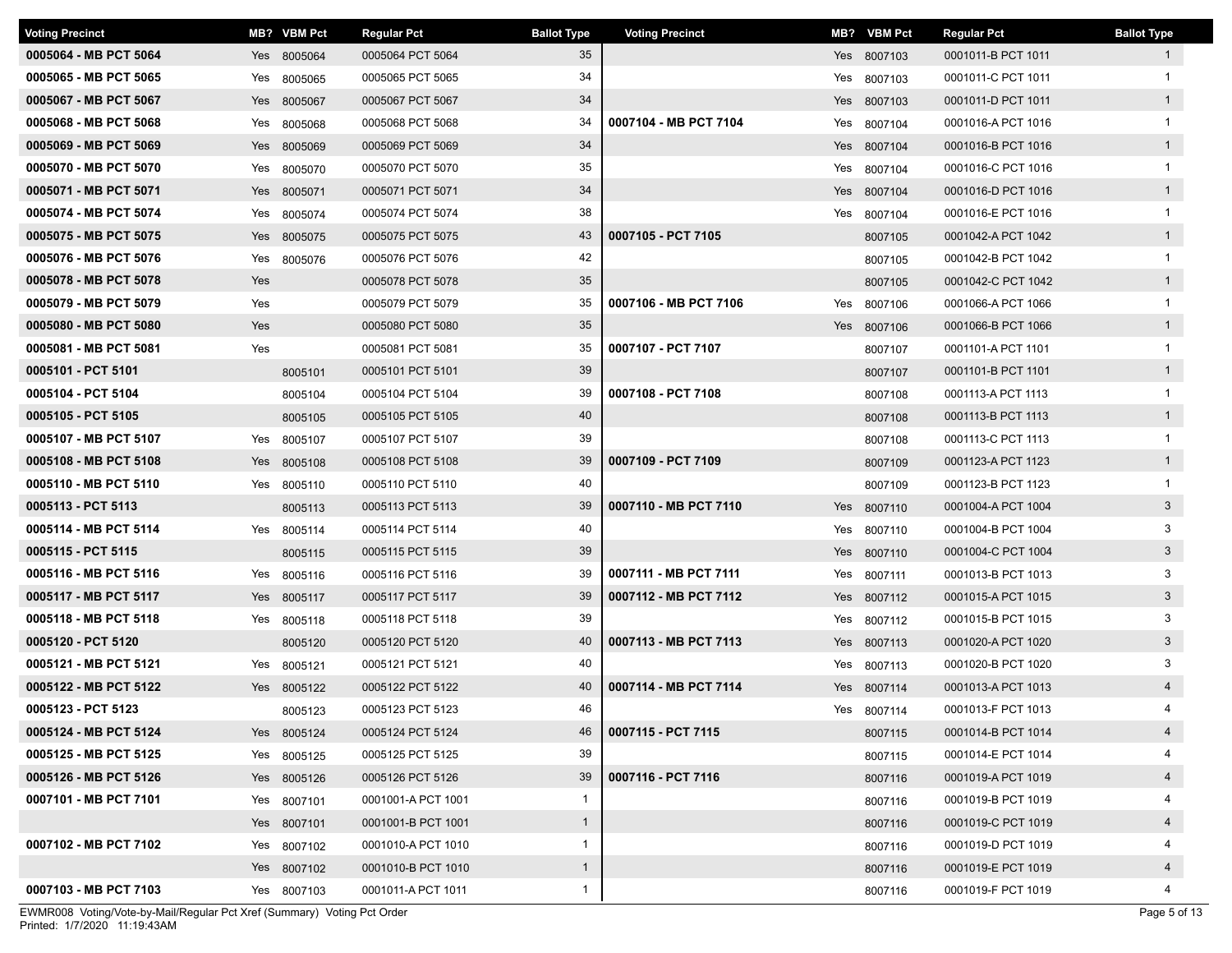| Voting Precinct | MB? | VBM Pct | Regular Pct | Ballot Type |
|---|---|---|---|---|
| **0005064 - MB PCT 5064** | Yes | 8005064 | 0005064 PCT 5064 | 35 |
| **0005065 - MB PCT 5065** | Yes | 8005065 | 0005065 PCT 5065 | 34 |
| **0005067 - MB PCT 5067** | Yes | 8005067 | 0005067 PCT 5067 | 34 |
| **0005068 - MB PCT 5068** | Yes | 8005068 | 0005068 PCT 5068 | 34 |
| **0005069 - MB PCT 5069** | Yes | 8005069 | 0005069 PCT 5069 | 34 |
| **0005070 - MB PCT 5070** | Yes | 8005070 | 0005070 PCT 5070 | 35 |
| **0005071 - MB PCT 5071** | Yes | 8005071 | 0005071 PCT 5071 | 34 |
| **0005074 - MB PCT 5074** | Yes | 8005074 | 0005074 PCT 5074 | 38 |
| **0005075 - MB PCT 5075** | Yes | 8005075 | 0005075 PCT 5075 | 43 |
| **0005076 - MB PCT 5076** | Yes | 8005076 | 0005076 PCT 5076 | 42 |
| **0005078 - MB PCT 5078** | Yes | | 0005078 PCT 5078 | 35 |
| **0005079 - MB PCT 5079** | Yes | | 0005079 PCT 5079 | 35 |
| **0005080 - MB PCT 5080** | Yes | | 0005080 PCT 5080 | 35 |
| **0005081 - MB PCT 5081** | Yes | | 0005081 PCT 5081 | 35 |
| **0005101 - PCT 5101** | | 8005101 | 0005101 PCT 5101 | 39 |
| **0005104 - PCT 5104** | | 8005104 | 0005104 PCT 5104 | 39 |
| **0005105 - PCT 5105** | | 8005105 | 0005105 PCT 5105 | 40 |
| **0005107 - MB PCT 5107** | Yes | 8005107 | 0005107 PCT 5107 | 39 |
| **0005108 - MB PCT 5108** | Yes | 8005108 | 0005108 PCT 5108 | 39 |
| **0005110 - MB PCT 5110** | Yes | 8005110 | 0005110 PCT 5110 | 40 |
| **0005113 - PCT 5113** | | 8005113 | 0005113 PCT 5113 | 39 |
| **0005114 - MB PCT 5114** | Yes | 8005114 | 0005114 PCT 5114 | 40 |
| **0005115 - PCT 5115** | | 8005115 | 0005115 PCT 5115 | 39 |
| **0005116 - MB PCT 5116** | Yes | 8005116 | 0005116 PCT 5116 | 39 |
| **0005117 - MB PCT 5117** | Yes | 8005117 | 0005117 PCT 5117 | 39 |
| **0005118 - MB PCT 5118** | Yes | 8005118 | 0005118 PCT 5118 | 39 |
| **0005120 - PCT 5120** | | 8005120 | 0005120 PCT 5120 | 40 |
| **0005121 - MB PCT 5121** | Yes | 8005121 | 0005121 PCT 5121 | 40 |
| **0005122 - MB PCT 5122** | Yes | 8005122 | 0005122 PCT 5122 | 40 |
| **0005123 - PCT 5123** | | 8005123 | 0005123 PCT 5123 | 46 |
| **0005124 - MB PCT 5124** | Yes | 8005124 | 0005124 PCT 5124 | 46 |
| **0005125 - MB PCT 5125** | Yes | 8005125 | 0005125 PCT 5125 | 39 |
| **0005126 - MB PCT 5126** | Yes | 8005126 | 0005126 PCT 5126 | 39 |
| **0007101 - MB PCT 7101** | Yes | 8007101 | 0001001-A PCT 1001 | 1 |
| | Yes | 8007101 | 0001001-B PCT 1001 | 1 |
| **0007102 - MB PCT 7102** | Yes | 8007102 | 0001010-A PCT 1010 | 1 |
| | Yes | 8007102 | 0001010-B PCT 1010 | 1 |
| **0007103 - MB PCT 7103** | Yes | 8007103 | 0001011-A PCT 1011 | 1 |
| | Yes | 8007103 | 0001011-B PCT 1011 | 1 |
| | Yes | 8007103 | 0001011-C PCT 1011 | 1 |
| | Yes | 8007103 | 0001011-D PCT 1011 | 1 |
| **0007104 - MB PCT 7104** | Yes | 8007104 | 0001016-A PCT 1016 | 1 |
| | Yes | 8007104 | 0001016-B PCT 1016 | 1 |
| | Yes | 8007104 | 0001016-C PCT 1016 | 1 |
| | Yes | 8007104 | 0001016-D PCT 1016 | 1 |
| | Yes | 8007104 | 0001016-E PCT 1016 | 1 |
| **0007105 - PCT 7105** | | 8007105 | 0001042-A PCT 1042 | 1 |
| | | 8007105 | 0001042-B PCT 1042 | 1 |
| | | 8007105 | 0001042-C PCT 1042 | 1 |
| **0007106 - MB PCT 7106** | Yes | 8007106 | 0001066-A PCT 1066 | 1 |
| | Yes | 8007106 | 0001066-B PCT 1066 | 1 |
| **0007107 - PCT 7107** | | 8007107 | 0001101-A PCT 1101 | 1 |
| | | 8007107 | 0001101-B PCT 1101 | 1 |
| **0007108 - PCT 7108** | | 8007108 | 0001113-A PCT 1113 | 1 |
| | | 8007108 | 0001113-B PCT 1113 | 1 |
| | | 8007108 | 0001113-C PCT 1113 | 1 |
| **0007109 - PCT 7109** | | 8007109 | 0001123-A PCT 1123 | 1 |
| | | 8007109 | 0001123-B PCT 1123 | 1 |
| **0007110 - MB PCT 7110** | Yes | 8007110 | 0001004-A PCT 1004 | 3 |
| | Yes | 8007110 | 0001004-B PCT 1004 | 3 |
| | Yes | 8007110 | 0001004-C PCT 1004 | 3 |
| **0007111 - MB PCT 7111** | Yes | 8007111 | 0001013-B PCT 1013 | 3 |
| **0007112 - MB PCT 7112** | Yes | 8007112 | 0001015-A PCT 1015 | 3 |
| | Yes | 8007112 | 0001015-B PCT 1015 | 3 |
| **0007113 - MB PCT 7113** | Yes | 8007113 | 0001020-A PCT 1020 | 3 |
| | Yes | 8007113 | 0001020-B PCT 1020 | 3 |
| **0007114 - MB PCT 7114** | Yes | 8007114 | 0001013-A PCT 1013 | 4 |
| | Yes | 8007114 | 0001013-F PCT 1013 | 4 |
| **0007115 - PCT 7115** | | 8007115 | 0001014-B PCT 1014 | 4 |
| | | 8007115 | 0001014-E PCT 1014 | 4 |
| **0007116 - PCT 7116** | | 8007116 | 0001019-A PCT 1019 | 4 |
| | | 8007116 | 0001019-B PCT 1019 | 4 |
| | | 8007116 | 0001019-C PCT 1019 | 4 |
| | | 8007116 | 0001019-D PCT 1019 | 4 |
| | | 8007116 | 0001019-E PCT 1019 | 4 |
| | | 8007116 | 0001019-F PCT 1019 | 4 |

EWMR008 Voting/Vote-by-Mail/Regular Pct Xref (Summary) Voting Pct Order
Printed: 1/7/2020 11:19:43AM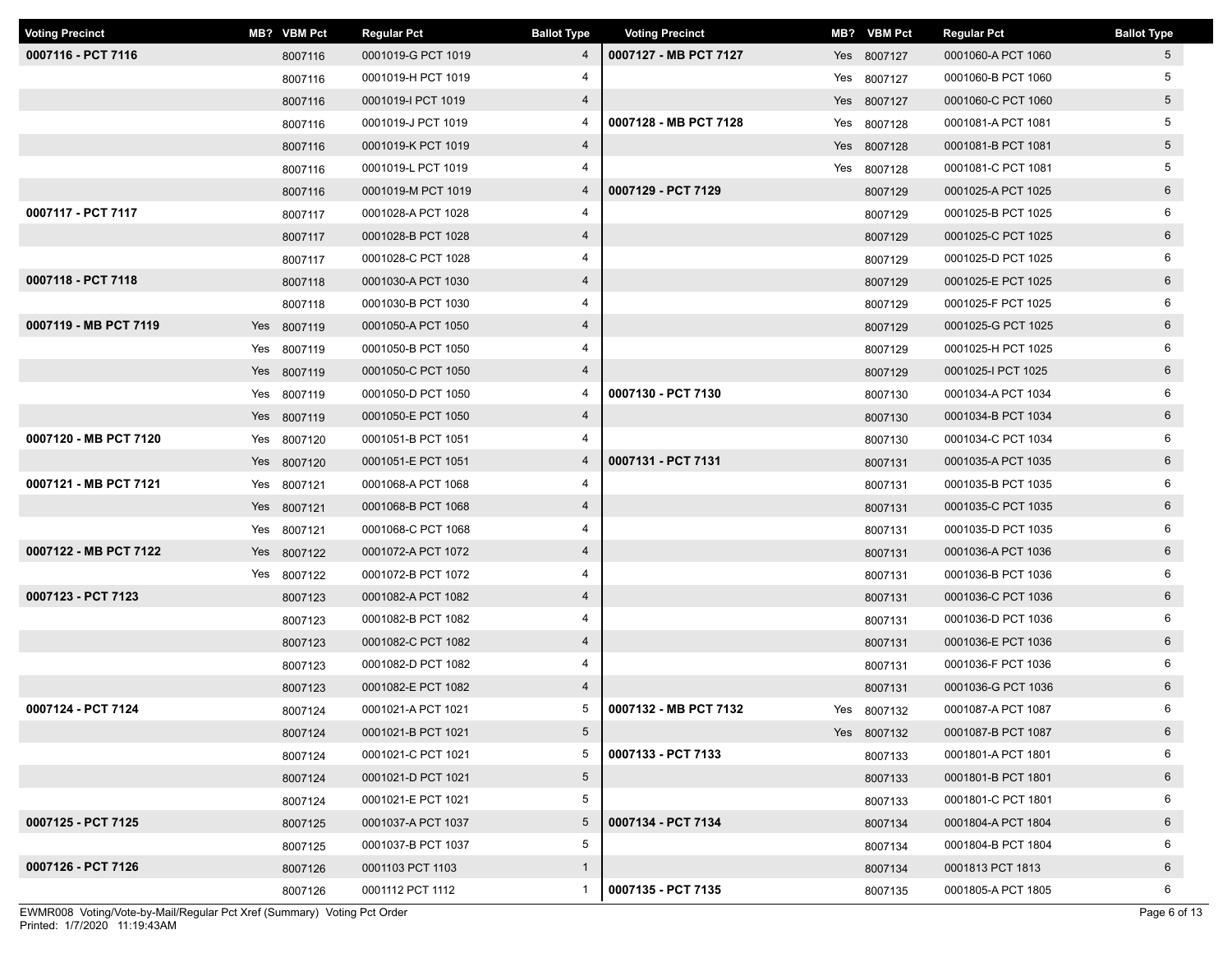| Voting Precinct | MB? | VBM Pct | Regular Pct | Ballot Type |
|---|---|---|---|---|
| **0007116 - PCT 7116** | | 8007116 | 0001019-G PCT 1019 | 4 |
| | | 8007116 | 0001019-H PCT 1019 | 4 |
| | | 8007116 | 0001019-I PCT 1019 | 4 |
| | | 8007116 | 0001019-J PCT 1019 | 4 |
| | | 8007116 | 0001019-K PCT 1019 | 4 |
| | | 8007116 | 0001019-L PCT 1019 | 4 |
| | | 8007116 | 0001019-M PCT 1019 | 4 |
| **0007117 - PCT 7117** | | 8007117 | 0001028-A PCT 1028 | 4 |
| | | 8007117 | 0001028-B PCT 1028 | 4 |
| | | 8007117 | 0001028-C PCT 1028 | 4 |
| **0007118 - PCT 7118** | | 8007118 | 0001030-A PCT 1030 | 4 |
| | | 8007118 | 0001030-B PCT 1030 | 4 |
| **0007119 - MB PCT 7119** | Yes | 8007119 | 0001050-A PCT 1050 | 4 |
| | Yes | 8007119 | 0001050-B PCT 1050 | 4 |
| | Yes | 8007119 | 0001050-C PCT 1050 | 4 |
| | Yes | 8007119 | 0001050-D PCT 1050 | 4 |
| | Yes | 8007119 | 0001050-E PCT 1050 | 4 |
| **0007120 - MB PCT 7120** | Yes | 8007120 | 0001051-B PCT 1051 | 4 |
| | Yes | 8007120 | 0001051-E PCT 1051 | 4 |
| **0007121 - MB PCT 7121** | Yes | 8007121 | 0001068-A PCT 1068 | 4 |
| | Yes | 8007121 | 0001068-B PCT 1068 | 4 |
| | Yes | 8007121 | 0001068-C PCT 1068 | 4 |
| **0007122 - MB PCT 7122** | Yes | 8007122 | 0001072-A PCT 1072 | 4 |
| | Yes | 8007122 | 0001072-B PCT 1072 | 4 |
| **0007123 - PCT 7123** | | 8007123 | 0001082-A PCT 1082 | 4 |
| | | 8007123 | 0001082-B PCT 1082 | 4 |
| | | 8007123 | 0001082-C PCT 1082 | 4 |
| | | 8007123 | 0001082-D PCT 1082 | 4 |
| | | 8007123 | 0001082-E PCT 1082 | 4 |
| **0007124 - PCT 7124** | | 8007124 | 0001021-A PCT 1021 | 5 |
| | | 8007124 | 0001021-B PCT 1021 | 5 |
| | | 8007124 | 0001021-C PCT 1021 | 5 |
| | | 8007124 | 0001021-D PCT 1021 | 5 |
| | | 8007124 | 0001021-E PCT 1021 | 5 |
| **0007125 - PCT 7125** | | 8007125 | 0001037-A PCT 1037 | 5 |
| | | 8007125 | 0001037-B PCT 1037 | 5 |
| **0007126 - PCT 7126** | | 8007126 | 0001103 PCT 1103 | 1 |
| | | 8007126 | 0001112 PCT 1112 | 1 |
| **0007127 - MB PCT 7127** | Yes | 8007127 | 0001060-A PCT 1060 | 5 |
| | Yes | 8007127 | 0001060-B PCT 1060 | 5 |
| | Yes | 8007127 | 0001060-C PCT 1060 | 5 |
| **0007128 - MB PCT 7128** | Yes | 8007128 | 0001081-A PCT 1081 | 5 |
| | Yes | 8007128 | 0001081-B PCT 1081 | 5 |
| | Yes | 8007128 | 0001081-C PCT 1081 | 5 |
| **0007129 - PCT 7129** | | 8007129 | 0001025-A PCT 1025 | 6 |
| | | 8007129 | 0001025-B PCT 1025 | 6 |
| | | 8007129 | 0001025-C PCT 1025 | 6 |
| | | 8007129 | 0001025-D PCT 1025 | 6 |
| | | 8007129 | 0001025-E PCT 1025 | 6 |
| | | 8007129 | 0001025-F PCT 1025 | 6 |
| | | 8007129 | 0001025-G PCT 1025 | 6 |
| | | 8007129 | 0001025-H PCT 1025 | 6 |
| | | 8007129 | 0001025-I PCT 1025 | 6 |
| **0007130 - PCT 7130** | | 8007130 | 0001034-A PCT 1034 | 6 |
| | | 8007130 | 0001034-B PCT 1034 | 6 |
| | | 8007130 | 0001034-C PCT 1034 | 6 |
| **0007131 - PCT 7131** | | 8007131 | 0001035-A PCT 1035 | 6 |
| | | 8007131 | 0001035-B PCT 1035 | 6 |
| | | 8007131 | 0001035-C PCT 1035 | 6 |
| | | 8007131 | 0001035-D PCT 1035 | 6 |
| | | 8007131 | 0001036-A PCT 1036 | 6 |
| | | 8007131 | 0001036-B PCT 1036 | 6 |
| | | 8007131 | 0001036-C PCT 1036 | 6 |
| | | 8007131 | 0001036-D PCT 1036 | 6 |
| | | 8007131 | 0001036-E PCT 1036 | 6 |
| | | 8007131 | 0001036-F PCT 1036 | 6 |
| | | 8007131 | 0001036-G PCT 1036 | 6 |
| **0007132 - MB PCT 7132** | Yes | 8007132 | 0001087-A PCT 1087 | 6 |
| | Yes | 8007132 | 0001087-B PCT 1087 | 6 |
| **0007133 - PCT 7133** | | 8007133 | 0001801-A PCT 1801 | 6 |
| | | 8007133 | 0001801-B PCT 1801 | 6 |
| | | 8007133 | 0001801-C PCT 1801 | 6 |
| **0007134 - PCT 7134** | | 8007134 | 0001804-A PCT 1804 | 6 |
| | | 8007134 | 0001804-B PCT 1804 | 6 |
| | | 8007134 | 0001813 PCT 1813 | 6 |
| **0007135 - PCT 7135** | | 8007135 | 0001805-A PCT 1805 | 6 |

EWMR008 Voting/Vote-by-Mail/Regular Pct Xref (Summary) Voting Pct Order
Printed: 1/7/2020 11:19:43AM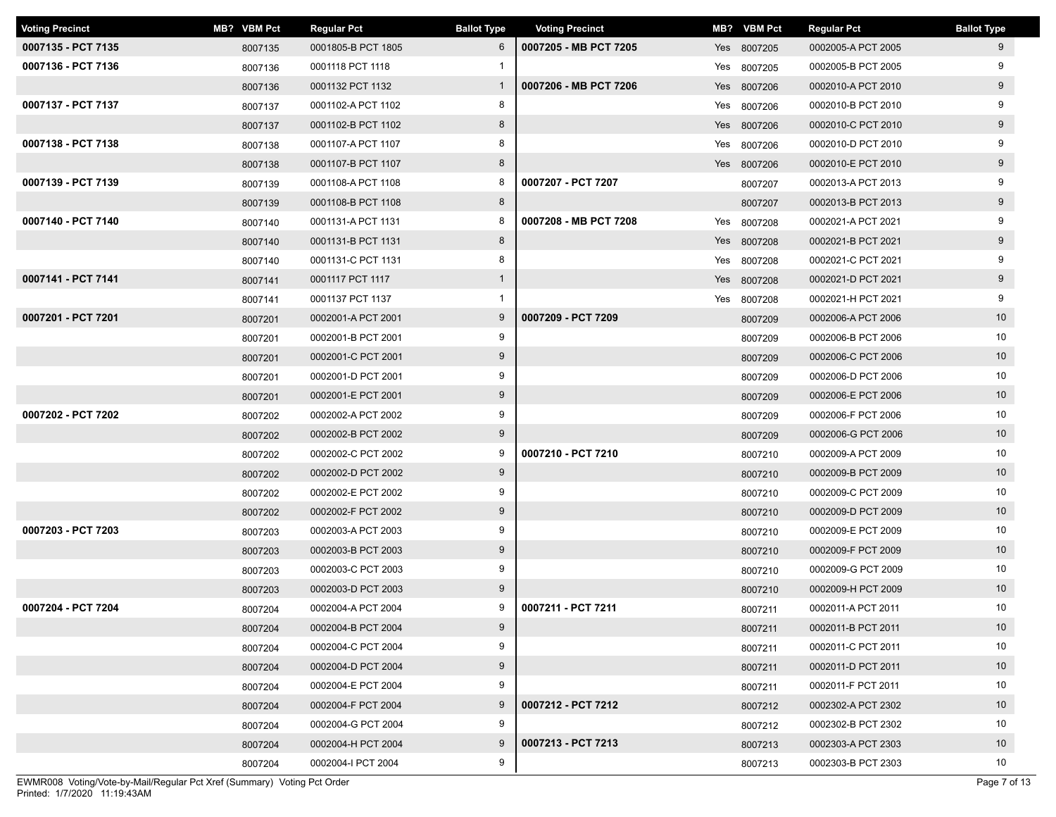| Voting Precinct | MB? | VBM Pct | Regular Pct | Ballot Type |
|---|---|---|---|---|
| **0007135 - PCT 7135** | | 8007135 | 0001805-B PCT 1805 | 6 |
| **0007136 - PCT 7136** | | 8007136 | 0001118 PCT 1118 | 1 |
| | | 8007136 | 0001132 PCT 1132 | 1 |
| **0007137 - PCT 7137** | | 8007137 | 0001102-A PCT 1102 | 8 |
| | | 8007137 | 0001102-B PCT 1102 | 8 |
| **0007138 - PCT 7138** | | 8007138 | 0001107-A PCT 1107 | 8 |
| | | 8007138 | 0001107-B PCT 1107 | 8 |
| **0007139 - PCT 7139** | | 8007139 | 0001108-A PCT 1108 | 8 |
| | | 8007139 | 0001108-B PCT 1108 | 8 |
| **0007140 - PCT 7140** | | 8007140 | 0001131-A PCT 1131 | 8 |
| | | 8007140 | 0001131-B PCT 1131 | 8 |
| | | 8007140 | 0001131-C PCT 1131 | 8 |
| **0007141 - PCT 7141** | | 8007141 | 0001117 PCT 1117 | 1 |
| | | 8007141 | 0001137 PCT 1137 | 1 |
| **0007201 - PCT 7201** | | 8007201 | 0002001-A PCT 2001 | 9 |
| | | 8007201 | 0002001-B PCT 2001 | 9 |
| | | 8007201 | 0002001-C PCT 2001 | 9 |
| | | 8007201 | 0002001-D PCT 2001 | 9 |
| | | 8007201 | 0002001-E PCT 2001 | 9 |
| **0007202 - PCT 7202** | | 8007202 | 0002002-A PCT 2002 | 9 |
| | | 8007202 | 0002002-B PCT 2002 | 9 |
| | | 8007202 | 0002002-C PCT 2002 | 9 |
| | | 8007202 | 0002002-D PCT 2002 | 9 |
| | | 8007202 | 0002002-E PCT 2002 | 9 |
| | | 8007202 | 0002002-F PCT 2002 | 9 |
| **0007203 - PCT 7203** | | 8007203 | 0002003-A PCT 2003 | 9 |
| | | 8007203 | 0002003-B PCT 2003 | 9 |
| | | 8007203 | 0002003-C PCT 2003 | 9 |
| | | 8007203 | 0002003-D PCT 2003 | 9 |
| **0007204 - PCT 7204** | | 8007204 | 0002004-A PCT 2004 | 9 |
| | | 8007204 | 0002004-B PCT 2004 | 9 |
| | | 8007204 | 0002004-C PCT 2004 | 9 |
| | | 8007204 | 0002004-D PCT 2004 | 9 |
| | | 8007204 | 0002004-E PCT 2004 | 9 |
| | | 8007204 | 0002004-F PCT 2004 | 9 |
| | | 8007204 | 0002004-G PCT 2004 | 9 |
| | | 8007204 | 0002004-H PCT 2004 | 9 |
| | | 8007204 | 0002004-I PCT 2004 | 9 |
| **0007205 - MB PCT 7205** | Yes | 8007205 | 0002005-A PCT 2005 | 9 |
| | Yes | 8007205 | 0002005-B PCT 2005 | 9 |
| **0007206 - MB PCT 7206** | Yes | 8007206 | 0002010-A PCT 2010 | 9 |
| | Yes | 8007206 | 0002010-B PCT 2010 | 9 |
| | Yes | 8007206 | 0002010-C PCT 2010 | 9 |
| | Yes | 8007206 | 0002010-D PCT 2010 | 9 |
| | Yes | 8007206 | 0002010-E PCT 2010 | 9 |
| **0007207 - PCT 7207** | | 8007207 | 0002013-A PCT 2013 | 9 |
| | | 8007207 | 0002013-B PCT 2013 | 9 |
| **0007208 - MB PCT 7208** | Yes | 8007208 | 0002021-A PCT 2021 | 9 |
| | Yes | 8007208 | 0002021-B PCT 2021 | 9 |
| | Yes | 8007208 | 0002021-C PCT 2021 | 9 |
| | Yes | 8007208 | 0002021-D PCT 2021 | 9 |
| | Yes | 8007208 | 0002021-H PCT 2021 | 9 |
| **0007209 - PCT 7209** | | 8007209 | 0002006-A PCT 2006 | 10 |
| | | 8007209 | 0002006-B PCT 2006 | 10 |
| | | 8007209 | 0002006-C PCT 2006 | 10 |
| | | 8007209 | 0002006-D PCT 2006 | 10 |
| | | 8007209 | 0002006-E PCT 2006 | 10 |
| | | 8007209 | 0002006-F PCT 2006 | 10 |
| | | 8007209 | 0002006-G PCT 2006 | 10 |
| **0007210 - PCT 7210** | | 8007210 | 0002009-A PCT 2009 | 10 |
| | | 8007210 | 0002009-B PCT 2009 | 10 |
| | | 8007210 | 0002009-C PCT 2009 | 10 |
| | | 8007210 | 0002009-D PCT 2009 | 10 |
| | | 8007210 | 0002009-E PCT 2009 | 10 |
| | | 8007210 | 0002009-F PCT 2009 | 10 |
| | | 8007210 | 0002009-G PCT 2009 | 10 |
| | | 8007210 | 0002009-H PCT 2009 | 10 |
| **0007211 - PCT 7211** | | 8007211 | 0002011-A PCT 2011 | 10 |
| | | 8007211 | 0002011-B PCT 2011 | 10 |
| | | 8007211 | 0002011-C PCT 2011 | 10 |
| | | 8007211 | 0002011-D PCT 2011 | 10 |
| | | 8007211 | 0002011-F PCT 2011 | 10 |
| **0007212 - PCT 7212** | | 8007212 | 0002302-A PCT 2302 | 10 |
| | | 8007212 | 0002302-B PCT 2302 | 10 |
| **0007213 - PCT 7213** | | 8007213 | 0002303-A PCT 2303 | 10 |
| | | 8007213 | 0002303-B PCT 2303 | 10 |

EWMR008 Voting/Vote-by-Mail/Regular Pct Xref (Summary) Voting Pct Order
Printed: 1/7/2020 11:19:43AM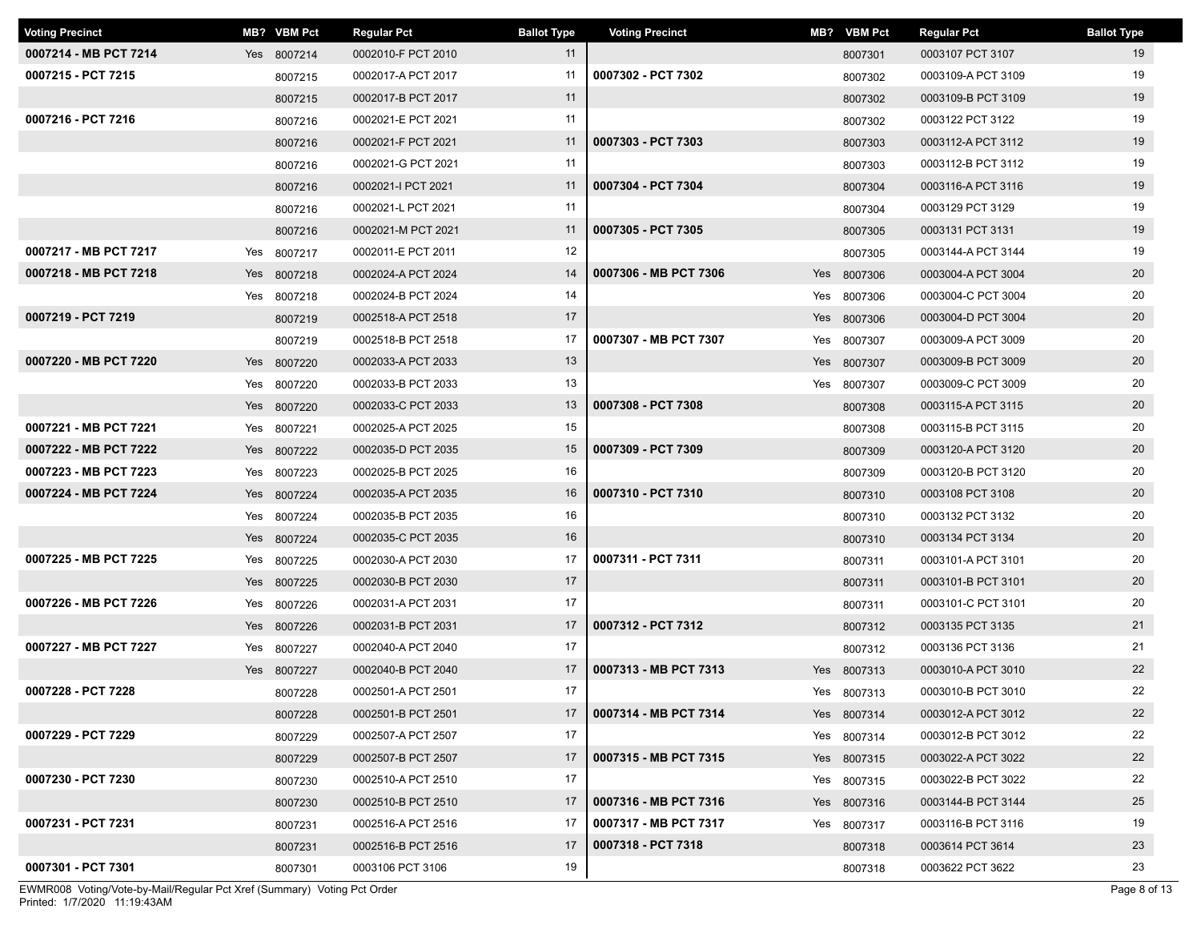| Voting Precinct | MB? | VBM Pct | Regular Pct | Ballot Type |
|---|---|---|---|---|
| **0007214 - MB PCT 7214** | Yes | 8007214 | 0002010-F PCT 2010 | 11 |
| **0007215 - PCT 7215** | | 8007215 | 0002017-A PCT 2017 | 11 |
| | | 8007215 | 0002017-B PCT 2017 | 11 |
| **0007216 - PCT 7216** | | 8007216 | 0002021-E PCT 2021 | 11 |
| | | 8007216 | 0002021-F PCT 2021 | 11 |
| | | 8007216 | 0002021-G PCT 2021 | 11 |
| | | 8007216 | 0002021-I PCT 2021 | 11 |
| | | 8007216 | 0002021-L PCT 2021 | 11 |
| | | 8007216 | 0002021-M PCT 2021 | 11 |
| **0007217 - MB PCT 7217** | Yes | 8007217 | 0002011-E PCT 2011 | 12 |
| **0007218 - MB PCT 7218** | Yes | 8007218 | 0002024-A PCT 2024 | 14 |
| | Yes | 8007218 | 0002024-B PCT 2024 | 14 |
| **0007219 - PCT 7219** | | 8007219 | 0002518-A PCT 2518 | 17 |
| | | 8007219 | 0002518-B PCT 2518 | 17 |
| **0007220 - MB PCT 7220** | Yes | 8007220 | 0002033-A PCT 2033 | 13 |
| | Yes | 8007220 | 0002033-B PCT 2033 | 13 |
| | Yes | 8007220 | 0002033-C PCT 2033 | 13 |
| **0007221 - MB PCT 7221** | Yes | 8007221 | 0002025-A PCT 2025 | 15 |
| **0007222 - MB PCT 7222** | Yes | 8007222 | 0002035-D PCT 2035 | 15 |
| **0007223 - MB PCT 7223** | Yes | 8007223 | 0002025-B PCT 2025 | 16 |
| **0007224 - MB PCT 7224** | Yes | 8007224 | 0002035-A PCT 2035 | 16 |
| | Yes | 8007224 | 0002035-B PCT 2035 | 16 |
| | Yes | 8007224 | 0002035-C PCT 2035 | 16 |
| **0007225 - MB PCT 7225** | Yes | 8007225 | 0002030-A PCT 2030 | 17 |
| | Yes | 8007225 | 0002030-B PCT 2030 | 17 |
| **0007226 - MB PCT 7226** | Yes | 8007226 | 0002031-A PCT 2031 | 17 |
| | Yes | 8007226 | 0002031-B PCT 2031 | 17 |
| **0007227 - MB PCT 7227** | Yes | 8007227 | 0002040-A PCT 2040 | 17 |
| | Yes | 8007227 | 0002040-B PCT 2040 | 17 |
| **0007228 - PCT 7228** | | 8007228 | 0002501-A PCT 2501 | 17 |
| | | 8007228 | 0002501-B PCT 2501 | 17 |
| **0007229 - PCT 7229** | | 8007229 | 0002507-A PCT 2507 | 17 |
| | | 8007229 | 0002507-B PCT 2507 | 17 |
| **0007230 - PCT 7230** | | 8007230 | 0002510-A PCT 2510 | 17 |
| | | 8007230 | 0002510-B PCT 2510 | 17 |
| **0007231 - PCT 7231** | | 8007231 | 0002516-A PCT 2516 | 17 |
| | | 8007231 | 0002516-B PCT 2516 | 17 |
| **0007301 - PCT 7301** | | 8007301 | 0003106 PCT 3106 | 19 |
| | | 8007301 | 0003107 PCT 3107 | 19 |
| **0007302 - PCT 7302** | | 8007302 | 0003109-A PCT 3109 | 19 |
| | | 8007302 | 0003109-B PCT 3109 | 19 |
| | | 8007302 | 0003122 PCT 3122 | 19 |
| **0007303 - PCT 7303** | | 8007303 | 0003112-A PCT 3112 | 19 |
| | | 8007303 | 0003112-B PCT 3112 | 19 |
| **0007304 - PCT 7304** | | 8007304 | 0003116-A PCT 3116 | 19 |
| | | 8007304 | 0003129 PCT 3129 | 19 |
| **0007305 - PCT 7305** | | 8007305 | 0003131 PCT 3131 | 19 |
| | | 8007305 | 0003144-A PCT 3144 | 19 |
| **0007306 - MB PCT 7306** | Yes | 8007306 | 0003004-A PCT 3004 | 20 |
| | Yes | 8007306 | 0003004-C PCT 3004 | 20 |
| | Yes | 8007306 | 0003004-D PCT 3004 | 20 |
| **0007307 - MB PCT 7307** | Yes | 8007307 | 0003009-A PCT 3009 | 20 |
| | Yes | 8007307 | 0003009-B PCT 3009 | 20 |
| | Yes | 8007307 | 0003009-C PCT 3009 | 20 |
| **0007308 - PCT 7308** | | 8007308 | 0003115-A PCT 3115 | 20 |
| | | 8007308 | 0003115-B PCT 3115 | 20 |
| **0007309 - PCT 7309** | | 8007309 | 0003120-A PCT 3120 | 20 |
| | | 8007309 | 0003120-B PCT 3120 | 20 |
| **0007310 - PCT 7310** | | 8007310 | 0003108 PCT 3108 | 20 |
| | | 8007310 | 0003132 PCT 3132 | 20 |
| | | 8007310 | 0003134 PCT 3134 | 20 |
| **0007311 - PCT 7311** | | 8007311 | 0003101-A PCT 3101 | 20 |
| | | 8007311 | 0003101-B PCT 3101 | 20 |
| | | 8007311 | 0003101-C PCT 3101 | 20 |
| **0007312 - PCT 7312** | | 8007312 | 0003135 PCT 3135 | 21 |
| | | 8007312 | 0003136 PCT 3136 | 21 |
| **0007313 - MB PCT 7313** | Yes | 8007313 | 0003010-A PCT 3010 | 22 |
| | Yes | 8007313 | 0003010-B PCT 3010 | 22 |
| **0007314 - MB PCT 7314** | Yes | 8007314 | 0003012-A PCT 3012 | 22 |
| | Yes | 8007314 | 0003012-B PCT 3012 | 22 |
| **0007315 - MB PCT 7315** | Yes | 8007315 | 0003022-A PCT 3022 | 22 |
| | Yes | 8007315 | 0003022-B PCT 3022 | 22 |
| **0007316 - MB PCT 7316** | Yes | 8007316 | 0003144-B PCT 3144 | 25 |
| **0007317 - MB PCT 7317** | Yes | 8007317 | 0003116-B PCT 3116 | 19 |
| **0007318 - PCT 7318** | | 8007318 | 0003614 PCT 3614 | 23 |
| | | 8007318 | 0003622 PCT 3622 | 23 |

EWMR008 Voting/Vote-by-Mail/Regular Pct Xref (Summary) Voting Pct Order
Printed: 1/7/2020 11:19:43AM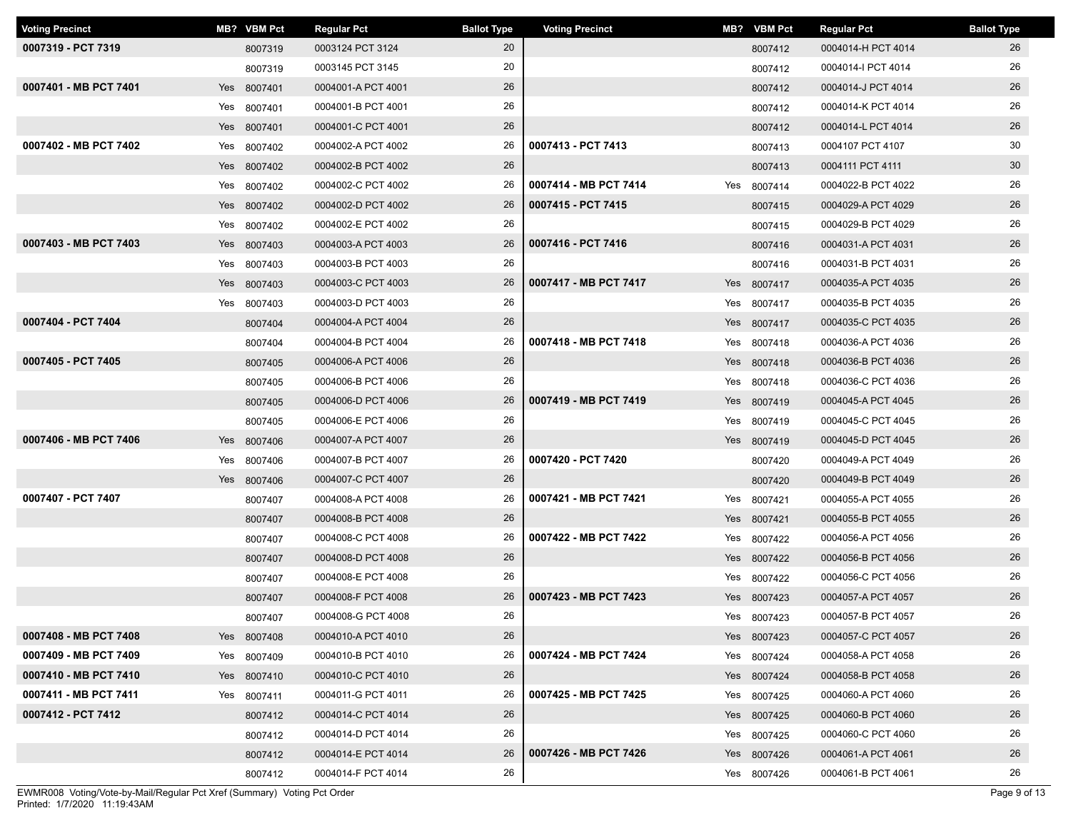| Voting Precinct | MB? | VBM Pct | Regular Pct | Ballot Type |
|---|---|---|---|---|
| 0007319 - PCT 7319 | | 8007319 | 0003124 PCT 3124 | 20 |
| | | 8007319 | 0003145 PCT 3145 | 20 |
| 0007401 - MB PCT 7401 | Yes | 8007401 | 0004001-A PCT 4001 | 26 |
| | Yes | 8007401 | 0004001-B PCT 4001 | 26 |
| | Yes | 8007401 | 0004001-C PCT 4001 | 26 |
| 0007402 - MB PCT 7402 | Yes | 8007402 | 0004002-A PCT 4002 | 26 |
| | Yes | 8007402 | 0004002-B PCT 4002 | 26 |
| | Yes | 8007402 | 0004002-C PCT 4002 | 26 |
| | Yes | 8007402 | 0004002-D PCT 4002 | 26 |
| | Yes | 8007402 | 0004002-E PCT 4002 | 26 |
| 0007403 - MB PCT 7403 | Yes | 8007403 | 0004003-A PCT 4003 | 26 |
| | Yes | 8007403 | 0004003-B PCT 4003 | 26 |
| | Yes | 8007403 | 0004003-C PCT 4003 | 26 |
| | Yes | 8007403 | 0004003-D PCT 4003 | 26 |
| 0007404 - PCT 7404 | | 8007404 | 0004004-A PCT 4004 | 26 |
| | | 8007404 | 0004004-B PCT 4004 | 26 |
| 0007405 - PCT 7405 | | 8007405 | 0004006-A PCT 4006 | 26 |
| | | 8007405 | 0004006-B PCT 4006 | 26 |
| | | 8007405 | 0004006-D PCT 4006 | 26 |
| | | 8007405 | 0004006-E PCT 4006 | 26 |
| 0007406 - MB PCT 7406 | Yes | 8007406 | 0004007-A PCT 4007 | 26 |
| | Yes | 8007406 | 0004007-B PCT 4007 | 26 |
| | Yes | 8007406 | 0004007-C PCT 4007 | 26 |
| 0007407 - PCT 7407 | | 8007407 | 0004008-A PCT 4008 | 26 |
| | | 8007407 | 0004008-B PCT 4008 | 26 |
| | | 8007407 | 0004008-C PCT 4008 | 26 |
| | | 8007407 | 0004008-D PCT 4008 | 26 |
| | | 8007407 | 0004008-E PCT 4008 | 26 |
| | | 8007407 | 0004008-F PCT 4008 | 26 |
| | | 8007407 | 0004008-G PCT 4008 | 26 |
| 0007408 - MB PCT 7408 | Yes | 8007408 | 0004010-A PCT 4010 | 26 |
| 0007409 - MB PCT 7409 | Yes | 8007409 | 0004010-B PCT 4010 | 26 |
| 0007410 - MB PCT 7410 | Yes | 8007410 | 0004010-C PCT 4010 | 26 |
| 0007411 - MB PCT 7411 | Yes | 8007411 | 0004011-G PCT 4011 | 26 |
| 0007412 - PCT 7412 | | 8007412 | 0004014-C PCT 4014 | 26 |
| | | 8007412 | 0004014-D PCT 4014 | 26 |
| | | 8007412 | 0004014-E PCT 4014 | 26 |
| | | 8007412 | 0004014-F PCT 4014 | 26 |
| | | 8007412 | 0004014-H PCT 4014 | 26 |
| | | 8007412 | 0004014-I PCT 4014 | 26 |
| | | 8007412 | 0004014-J PCT 4014 | 26 |
| | | 8007412 | 0004014-K PCT 4014 | 26 |
| | | 8007412 | 0004014-L PCT 4014 | 26 |
| 0007413 - PCT 7413 | | 8007413 | 0004107 PCT 4107 | 30 |
| | | 8007413 | 0004111 PCT 4111 | 30 |
| 0007414 - MB PCT 7414 | Yes | 8007414 | 0004022-B PCT 4022 | 26 |
| 0007415 - PCT 7415 | | 8007415 | 0004029-A PCT 4029 | 26 |
| | | 8007415 | 0004029-B PCT 4029 | 26 |
| 0007416 - PCT 7416 | | 8007416 | 0004031-A PCT 4031 | 26 |
| | | 8007416 | 0004031-B PCT 4031 | 26 |
| 0007417 - MB PCT 7417 | Yes | 8007417 | 0004035-A PCT 4035 | 26 |
| | Yes | 8007417 | 0004035-B PCT 4035 | 26 |
| | Yes | 8007417 | 0004035-C PCT 4035 | 26 |
| 0007418 - MB PCT 7418 | Yes | 8007418 | 0004036-A PCT 4036 | 26 |
| | Yes | 8007418 | 0004036-B PCT 4036 | 26 |
| | Yes | 8007418 | 0004036-C PCT 4036 | 26 |
| 0007419 - MB PCT 7419 | Yes | 8007419 | 0004045-A PCT 4045 | 26 |
| | Yes | 8007419 | 0004045-C PCT 4045 | 26 |
| | Yes | 8007419 | 0004045-D PCT 4045 | 26 |
| 0007420 - PCT 7420 | | 8007420 | 0004049-A PCT 4049 | 26 |
| | | 8007420 | 0004049-B PCT 4049 | 26 |
| 0007421 - MB PCT 7421 | Yes | 8007421 | 0004055-A PCT 4055 | 26 |
| | Yes | 8007421 | 0004055-B PCT 4055 | 26 |
| 0007422 - MB PCT 7422 | Yes | 8007422 | 0004056-A PCT 4056 | 26 |
| | Yes | 8007422 | 0004056-B PCT 4056 | 26 |
| | Yes | 8007422 | 0004056-C PCT 4056 | 26 |
| 0007423 - MB PCT 7423 | Yes | 8007423 | 0004057-A PCT 4057 | 26 |
| | Yes | 8007423 | 0004057-B PCT 4057 | 26 |
| | Yes | 8007423 | 0004057-C PCT 4057 | 26 |
| 0007424 - MB PCT 7424 | Yes | 8007424 | 0004058-A PCT 4058 | 26 |
| | Yes | 8007424 | 0004058-B PCT 4058 | 26 |
| 0007425 - MB PCT 7425 | Yes | 8007425 | 0004060-A PCT 4060 | 26 |
| | Yes | 8007425 | 0004060-B PCT 4060 | 26 |
| | Yes | 8007425 | 0004060-C PCT 4060 | 26 |
| 0007426 - MB PCT 7426 | Yes | 8007426 | 0004061-A PCT 4061 | 26 |
| | Yes | 8007426 | 0004061-B PCT 4061 | 26 |

EWMR008 Voting/Vote-by-Mail/Regular Pct Xref (Summary) Voting Pct Order
Printed: 1/7/2020 11:19:43AM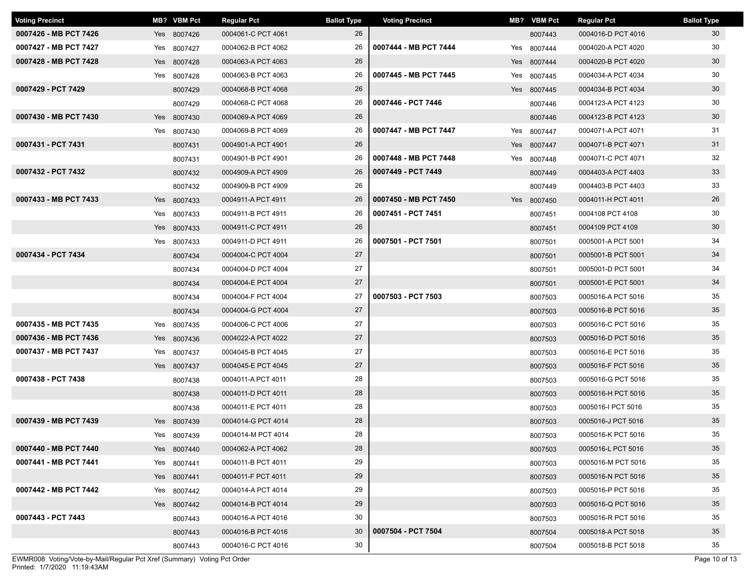| Voting Precinct | MB? | VBM Pct | Regular Pct | Ballot Type |
|---|---|---|---|---|
| **0007426 - MB PCT 7426** | Yes | 8007426 | 0004061-C PCT 4061 | 26 |
| **0007427 - MB PCT 7427** | Yes | 8007427 | 0004062-B PCT 4062 | 26 |
| **0007428 - MB PCT 7428** | Yes | 8007428 | 0004063-A PCT 4063 | 26 |
| | Yes | 8007428 | 0004063-B PCT 4063 | 26 |
| **0007429 - PCT 7429** | | 8007429 | 0004068-B PCT 4068 | 26 |
| | | 8007429 | 0004068-C PCT 4068 | 26 |
| **0007430 - MB PCT 7430** | Yes | 8007430 | 0004069-A PCT 4069 | 26 |
| | Yes | 8007430 | 0004069-B PCT 4069 | 26 |
| **0007431 - PCT 7431** | | 8007431 | 0004901-A PCT 4901 | 26 |
| | | 8007431 | 0004901-B PCT 4901 | 26 |
| **0007432 - PCT 7432** | | 8007432 | 0004909-A PCT 4909 | 26 |
| | | 8007432 | 0004909-B PCT 4909 | 26 |
| **0007433 - MB PCT 7433** | Yes | 8007433 | 0004911-A PCT 4911 | 26 |
| | Yes | 8007433 | 0004911-B PCT 4911 | 26 |
| | Yes | 8007433 | 0004911-C PCT 4911 | 26 |
| | Yes | 8007433 | 0004911-D PCT 4911 | 26 |
| **0007434 - PCT 7434** | | 8007434 | 0004004-C PCT 4004 | 27 |
| | | 8007434 | 0004004-D PCT 4004 | 27 |
| | | 8007434 | 0004004-E PCT 4004 | 27 |
| | | 8007434 | 0004004-F PCT 4004 | 27 |
| | | 8007434 | 0004004-G PCT 4004 | 27 |
| **0007435 - MB PCT 7435** | Yes | 8007435 | 0004006-C PCT 4006 | 27 |
| **0007436 - MB PCT 7436** | Yes | 8007436 | 0004022-A PCT 4022 | 27 |
| **0007437 - MB PCT 7437** | Yes | 8007437 | 0004045-B PCT 4045 | 27 |
| | Yes | 8007437 | 0004045-E PCT 4045 | 27 |
| **0007438 - PCT 7438** | | 8007438 | 0004011-A PCT 4011 | 28 |
| | | 8007438 | 0004011-D PCT 4011 | 28 |
| | | 8007438 | 0004011-E PCT 4011 | 28 |
| **0007439 - MB PCT 7439** | Yes | 8007439 | 0004014-G PCT 4014 | 28 |
| | Yes | 8007439 | 0004014-M PCT 4014 | 28 |
| **0007440 - MB PCT 7440** | Yes | 8007440 | 0004062-A PCT 4062 | 28 |
| **0007441 - MB PCT 7441** | Yes | 8007441 | 0004011-B PCT 4011 | 29 |
| | Yes | 8007441 | 0004011-F PCT 4011 | 29 |
| **0007442 - MB PCT 7442** | Yes | 8007442 | 0004014-A PCT 4014 | 29 |
| | Yes | 8007442 | 0004014-B PCT 4014 | 29 |
| **0007443 - PCT 7443** | | 8007443 | 0004016-A PCT 4016 | 30 |
| | | 8007443 | 0004016-B PCT 4016 | 30 |
| | | 8007443 | 0004016-C PCT 4016 | 30 |
| | | 8007443 | 0004016-D PCT 4016 | 30 |
| **0007444 - MB PCT 7444** | Yes | 8007444 | 0004020-A PCT 4020 | 30 |
| | Yes | 8007444 | 0004020-B PCT 4020 | 30 |
| **0007445 - MB PCT 7445** | Yes | 8007445 | 0004034-A PCT 4034 | 30 |
| | Yes | 8007445 | 0004034-B PCT 4034 | 30 |
| **0007446 - PCT 7446** | | 8007446 | 0004123-A PCT 4123 | 30 |
| | | 8007446 | 0004123-B PCT 4123 | 30 |
| **0007447 - MB PCT 7447** | Yes | 8007447 | 0004071-A PCT 4071 | 31 |
| | Yes | 8007447 | 0004071-B PCT 4071 | 31 |
| **0007448 - MB PCT 7448** | Yes | 8007448 | 0004071-C PCT 4071 | 32 |
| **0007449 - PCT 7449** | | 8007449 | 0004403-A PCT 4403 | 33 |
| | | 8007449 | 0004403-B PCT 4403 | 33 |
| **0007450 - MB PCT 7450** | Yes | 8007450 | 0004011-H PCT 4011 | 26 |
| **0007451 - PCT 7451** | | 8007451 | 0004108 PCT 4108 | 30 |
| | | 8007451 | 0004109 PCT 4109 | 30 |
| **0007501 - PCT 7501** | | 8007501 | 0005001-A PCT 5001 | 34 |
| | | 8007501 | 0005001-B PCT 5001 | 34 |
| | | 8007501 | 0005001-D PCT 5001 | 34 |
| | | 8007501 | 0005001-E PCT 5001 | 34 |
| **0007503 - PCT 7503** | | 8007503 | 0005016-A PCT 5016 | 35 |
| | | 8007503 | 0005016-B PCT 5016 | 35 |
| | | 8007503 | 0005016-C PCT 5016 | 35 |
| | | 8007503 | 0005016-D PCT 5016 | 35 |
| | | 8007503 | 0005016-E PCT 5016 | 35 |
| | | 8007503 | 0005016-F PCT 5016 | 35 |
| | | 8007503 | 0005016-G PCT 5016 | 35 |
| | | 8007503 | 0005016-H PCT 5016 | 35 |
| | | 8007503 | 0005016-I PCT 5016 | 35 |
| | | 8007503 | 0005016-J PCT 5016 | 35 |
| | | 8007503 | 0005016-K PCT 5016 | 35 |
| | | 8007503 | 0005016-L PCT 5016 | 35 |
| | | 8007503 | 0005016-M PCT 5016 | 35 |
| | | 8007503 | 0005016-N PCT 5016 | 35 |
| | | 8007503 | 0005016-P PCT 5016 | 35 |
| | | 8007503 | 0005016-Q PCT 5016 | 35 |
| | | 8007503 | 0005016-R PCT 5016 | 35 |
| **0007504 - PCT 7504** | | 8007504 | 0005018-A PCT 5018 | 35 |
| | | 8007504 | 0005018-B PCT 5018 | 35 |

EWMR008 Voting/Vote-by-Mail/Regular Pct Xref (Summary) Voting Pct Order
Printed: 1/7/2020 11:19:43AM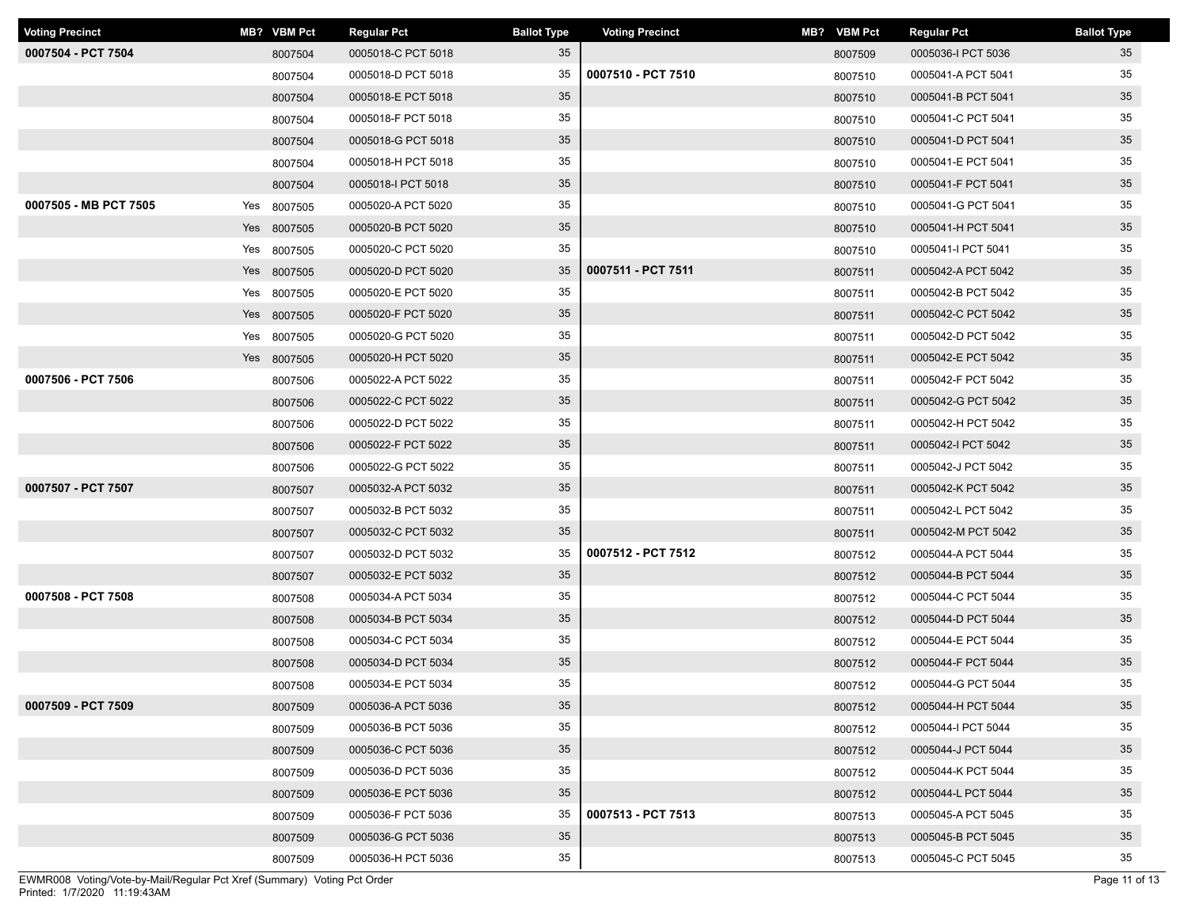| Voting Precinct | MB? | VBM Pct | Regular Pct | Ballot Type |
|---|---|---|---|---|
| 0007504 - PCT 7504 | | 8007504 | 0005018-C PCT 5018 | 35 |
| | | 8007504 | 0005018-D PCT 5018 | 35 |
| | | 8007504 | 0005018-E PCT 5018 | 35 |
| | | 8007504 | 0005018-F PCT 5018 | 35 |
| | | 8007504 | 0005018-G PCT 5018 | 35 |
| | | 8007504 | 0005018-H PCT 5018 | 35 |
| | | 8007504 | 0005018-I PCT 5018 | 35 |
| 0007505 - MB PCT 7505 | Yes | 8007505 | 0005020-A PCT 5020 | 35 |
| | Yes | 8007505 | 0005020-B PCT 5020 | 35 |
| | Yes | 8007505 | 0005020-C PCT 5020 | 35 |
| | Yes | 8007505 | 0005020-D PCT 5020 | 35 |
| | Yes | 8007505 | 0005020-E PCT 5020 | 35 |
| | Yes | 8007505 | 0005020-F PCT 5020 | 35 |
| | Yes | 8007505 | 0005020-G PCT 5020 | 35 |
| | Yes | 8007505 | 0005020-H PCT 5020 | 35 |
| 0007506 - PCT 7506 | | 8007506 | 0005022-A PCT 5022 | 35 |
| | | 8007506 | 0005022-C PCT 5022 | 35 |
| | | 8007506 | 0005022-D PCT 5022 | 35 |
| | | 8007506 | 0005022-F PCT 5022 | 35 |
| | | 8007506 | 0005022-G PCT 5022 | 35 |
| 0007507 - PCT 7507 | | 8007507 | 0005032-A PCT 5032 | 35 |
| | | 8007507 | 0005032-B PCT 5032 | 35 |
| | | 8007507 | 0005032-C PCT 5032 | 35 |
| | | 8007507 | 0005032-D PCT 5032 | 35 |
| | | 8007507 | 0005032-E PCT 5032 | 35 |
| 0007508 - PCT 7508 | | 8007508 | 0005034-A PCT 5034 | 35 |
| | | 8007508 | 0005034-B PCT 5034 | 35 |
| | | 8007508 | 0005034-C PCT 5034 | 35 |
| | | 8007508 | 0005034-D PCT 5034 | 35 |
| | | 8007508 | 0005034-E PCT 5034 | 35 |
| 0007509 - PCT 7509 | | 8007509 | 0005036-A PCT 5036 | 35 |
| | | 8007509 | 0005036-B PCT 5036 | 35 |
| | | 8007509 | 0005036-C PCT 5036 | 35 |
| | | 8007509 | 0005036-D PCT 5036 | 35 |
| | | 8007509 | 0005036-E PCT 5036 | 35 |
| | | 8007509 | 0005036-F PCT 5036 | 35 |
| | | 8007509 | 0005036-G PCT 5036 | 35 |
| | | 8007509 | 0005036-H PCT 5036 | 35 |
| | | 8007509 | 0005036-I PCT 5036 | 35 |
| 0007510 - PCT 7510 | | 8007510 | 0005041-A PCT 5041 | 35 |
| | | 8007510 | 0005041-B PCT 5041 | 35 |
| | | 8007510 | 0005041-C PCT 5041 | 35 |
| | | 8007510 | 0005041-D PCT 5041 | 35 |
| | | 8007510 | 0005041-E PCT 5041 | 35 |
| | | 8007510 | 0005041-F PCT 5041 | 35 |
| | | 8007510 | 0005041-G PCT 5041 | 35 |
| | | 8007510 | 0005041-H PCT 5041 | 35 |
| | | 8007510 | 0005041-I PCT 5041 | 35 |
| 0007511 - PCT 7511 | | 8007511 | 0005042-A PCT 5042 | 35 |
| | | 8007511 | 0005042-B PCT 5042 | 35 |
| | | 8007511 | 0005042-C PCT 5042 | 35 |
| | | 8007511 | 0005042-D PCT 5042 | 35 |
| | | 8007511 | 0005042-E PCT 5042 | 35 |
| | | 8007511 | 0005042-F PCT 5042 | 35 |
| | | 8007511 | 0005042-G PCT 5042 | 35 |
| | | 8007511 | 0005042-H PCT 5042 | 35 |
| | | 8007511 | 0005042-I PCT 5042 | 35 |
| | | 8007511 | 0005042-J PCT 5042 | 35 |
| | | 8007511 | 0005042-K PCT 5042 | 35 |
| | | 8007511 | 0005042-L PCT 5042 | 35 |
| | | 8007511 | 0005042-M PCT 5042 | 35 |
| 0007512 - PCT 7512 | | 8007512 | 0005044-A PCT 5044 | 35 |
| | | 8007512 | 0005044-B PCT 5044 | 35 |
| | | 8007512 | 0005044-C PCT 5044 | 35 |
| | | 8007512 | 0005044-D PCT 5044 | 35 |
| | | 8007512 | 0005044-E PCT 5044 | 35 |
| | | 8007512 | 0005044-F PCT 5044 | 35 |
| | | 8007512 | 0005044-G PCT 5044 | 35 |
| | | 8007512 | 0005044-H PCT 5044 | 35 |
| | | 8007512 | 0005044-I PCT 5044 | 35 |
| | | 8007512 | 0005044-J PCT 5044 | 35 |
| | | 8007512 | 0005044-K PCT 5044 | 35 |
| | | 8007512 | 0005044-L PCT 5044 | 35 |
| 0007513 - PCT 7513 | | 8007513 | 0005045-A PCT 5045 | 35 |
| | | 8007513 | 0005045-B PCT 5045 | 35 |
| | | 8007513 | 0005045-C PCT 5045 | 35 |

EWMR008 Voting/Vote-by-Mail/Regular Pct Xref (Summary) Voting Pct Order
Printed: 1/7/2020 11:19:43AM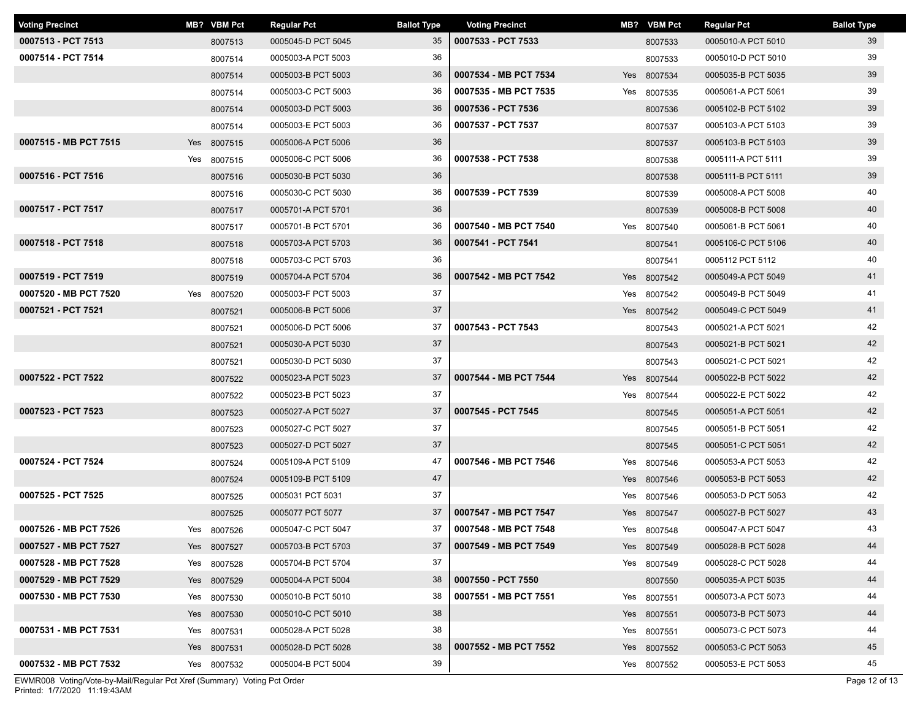| Voting Precinct | MB? | VBM Pct | Regular Pct | Ballot Type |
|---|---|---|---|---|
| 0007513 - PCT 7513 | | 8007513 | 0005045-D PCT 5045 | 35 |
| 0007514 - PCT 7514 | | 8007514 | 0005003-A PCT 5003 | 36 |
| | | 8007514 | 0005003-B PCT 5003 | 36 |
| | | 8007514 | 0005003-C PCT 5003 | 36 |
| | | 8007514 | 0005003-D PCT 5003 | 36 |
| | | 8007514 | 0005003-E PCT 5003 | 36 |
| 0007515 - MB PCT 7515 | Yes | 8007515 | 0005006-A PCT 5006 | 36 |
| | Yes | 8007515 | 0005006-C PCT 5006 | 36 |
| 0007516 - PCT 7516 | | 8007516 | 0005030-B PCT 5030 | 36 |
| | | 8007516 | 0005030-C PCT 5030 | 36 |
| 0007517 - PCT 7517 | | 8007517 | 0005701-A PCT 5701 | 36 |
| | | 8007517 | 0005701-B PCT 5701 | 36 |
| 0007518 - PCT 7518 | | 8007518 | 0005703-A PCT 5703 | 36 |
| | | 8007518 | 0005703-C PCT 5703 | 36 |
| 0007519 - PCT 7519 | | 8007519 | 0005704-A PCT 5704 | 36 |
| 0007520 - MB PCT 7520 | Yes | 8007520 | 0005003-F PCT 5003 | 37 |
| 0007521 - PCT 7521 | | 8007521 | 0005006-B PCT 5006 | 37 |
| | | 8007521 | 0005006-D PCT 5006 | 37 |
| | | 8007521 | 0005030-A PCT 5030 | 37 |
| | | 8007521 | 0005030-D PCT 5030 | 37 |
| 0007522 - PCT 7522 | | 8007522 | 0005023-A PCT 5023 | 37 |
| | | 8007522 | 0005023-B PCT 5023 | 37 |
| 0007523 - PCT 7523 | | 8007523 | 0005027-A PCT 5027 | 37 |
| | | 8007523 | 0005027-C PCT 5027 | 37 |
| | | 8007523 | 0005027-D PCT 5027 | 37 |
| 0007524 - PCT 7524 | | 8007524 | 0005109-A PCT 5109 | 47 |
| | | 8007524 | 0005109-B PCT 5109 | 47 |
| 0007525 - PCT 7525 | | 8007525 | 0005031 PCT 5031 | 37 |
| | | 8007525 | 0005077 PCT 5077 | 37 |
| 0007526 - MB PCT 7526 | Yes | 8007526 | 0005047-C PCT 5047 | 37 |
| 0007527 - MB PCT 7527 | Yes | 8007527 | 0005703-B PCT 5703 | 37 |
| 0007528 - MB PCT 7528 | Yes | 8007528 | 0005704-B PCT 5704 | 37 |
| 0007529 - MB PCT 7529 | Yes | 8007529 | 0005004-A PCT 5004 | 38 |
| 0007530 - MB PCT 7530 | Yes | 8007530 | 0005010-B PCT 5010 | 38 |
| | Yes | 8007530 | 0005010-C PCT 5010 | 38 |
| 0007531 - MB PCT 7531 | Yes | 8007531 | 0005028-A PCT 5028 | 38 |
| | Yes | 8007531 | 0005028-D PCT 5028 | 38 |
| 0007532 - MB PCT 7532 | Yes | 8007532 | 0005004-B PCT 5004 | 39 |
| 0007533 - PCT 7533 | | 8007533 | 0005010-A PCT 5010 | 39 |
| | | 8007533 | 0005010-D PCT 5010 | 39 |
| 0007534 - MB PCT 7534 | Yes | 8007534 | 0005035-B PCT 5035 | 39 |
| 0007535 - MB PCT 7535 | Yes | 8007535 | 0005061-A PCT 5061 | 39 |
| 0007536 - PCT 7536 | | 8007536 | 0005102-B PCT 5102 | 39 |
| 0007537 - PCT 7537 | | 8007537 | 0005103-A PCT 5103 | 39 |
| | | 8007537 | 0005103-B PCT 5103 | 39 |
| 0007538 - PCT 7538 | | 8007538 | 0005111-A PCT 5111 | 39 |
| | | 8007538 | 0005111-B PCT 5111 | 39 |
| 0007539 - PCT 7539 | | 8007539 | 0005008-A PCT 5008 | 40 |
| | | 8007539 | 0005008-B PCT 5008 | 40 |
| 0007540 - MB PCT 7540 | Yes | 8007540 | 0005061-B PCT 5061 | 40 |
| 0007541 - PCT 7541 | | 8007541 | 0005106-C PCT 5106 | 40 |
| | | 8007541 | 0005112 PCT 5112 | 40 |
| 0007542 - MB PCT 7542 | Yes | 8007542 | 0005049-A PCT 5049 | 41 |
| | Yes | 8007542 | 0005049-B PCT 5049 | 41 |
| | Yes | 8007542 | 0005049-C PCT 5049 | 41 |
| 0007543 - PCT 7543 | | 8007543 | 0005021-A PCT 5021 | 42 |
| | | 8007543 | 0005021-B PCT 5021 | 42 |
| | | 8007543 | 0005021-C PCT 5021 | 42 |
| 0007544 - MB PCT 7544 | Yes | 8007544 | 0005022-B PCT 5022 | 42 |
| | Yes | 8007544 | 0005022-E PCT 5022 | 42 |
| 0007545 - PCT 7545 | | 8007545 | 0005051-A PCT 5051 | 42 |
| | | 8007545 | 0005051-B PCT 5051 | 42 |
| | | 8007545 | 0005051-C PCT 5051 | 42 |
| 0007546 - MB PCT 7546 | Yes | 8007546 | 0005053-A PCT 5053 | 42 |
| | Yes | 8007546 | 0005053-B PCT 5053 | 42 |
| | Yes | 8007546 | 0005053-D PCT 5053 | 42 |
| 0007547 - MB PCT 7547 | Yes | 8007547 | 0005027-B PCT 5027 | 43 |
| 0007548 - MB PCT 7548 | Yes | 8007548 | 0005047-A PCT 5047 | 43 |
| 0007549 - MB PCT 7549 | Yes | 8007549 | 0005028-B PCT 5028 | 44 |
| | Yes | 8007549 | 0005028-C PCT 5028 | 44 |
| 0007550 - PCT 7550 | | 8007550 | 0005035-A PCT 5035 | 44 |
| 0007551 - MB PCT 7551 | Yes | 8007551 | 0005073-A PCT 5073 | 44 |
| | Yes | 8007551 | 0005073-B PCT 5073 | 44 |
| | Yes | 8007551 | 0005073-C PCT 5073 | 44 |
| 0007552 - MB PCT 7552 | Yes | 8007552 | 0005053-C PCT 5053 | 45 |
| | Yes | 8007552 | 0005053-E PCT 5053 | 45 |

EWMR008 Voting/Vote-by-Mail/Regular Pct Xref (Summary) Voting Pct Order
Printed: 1/7/2020 11:19:43AM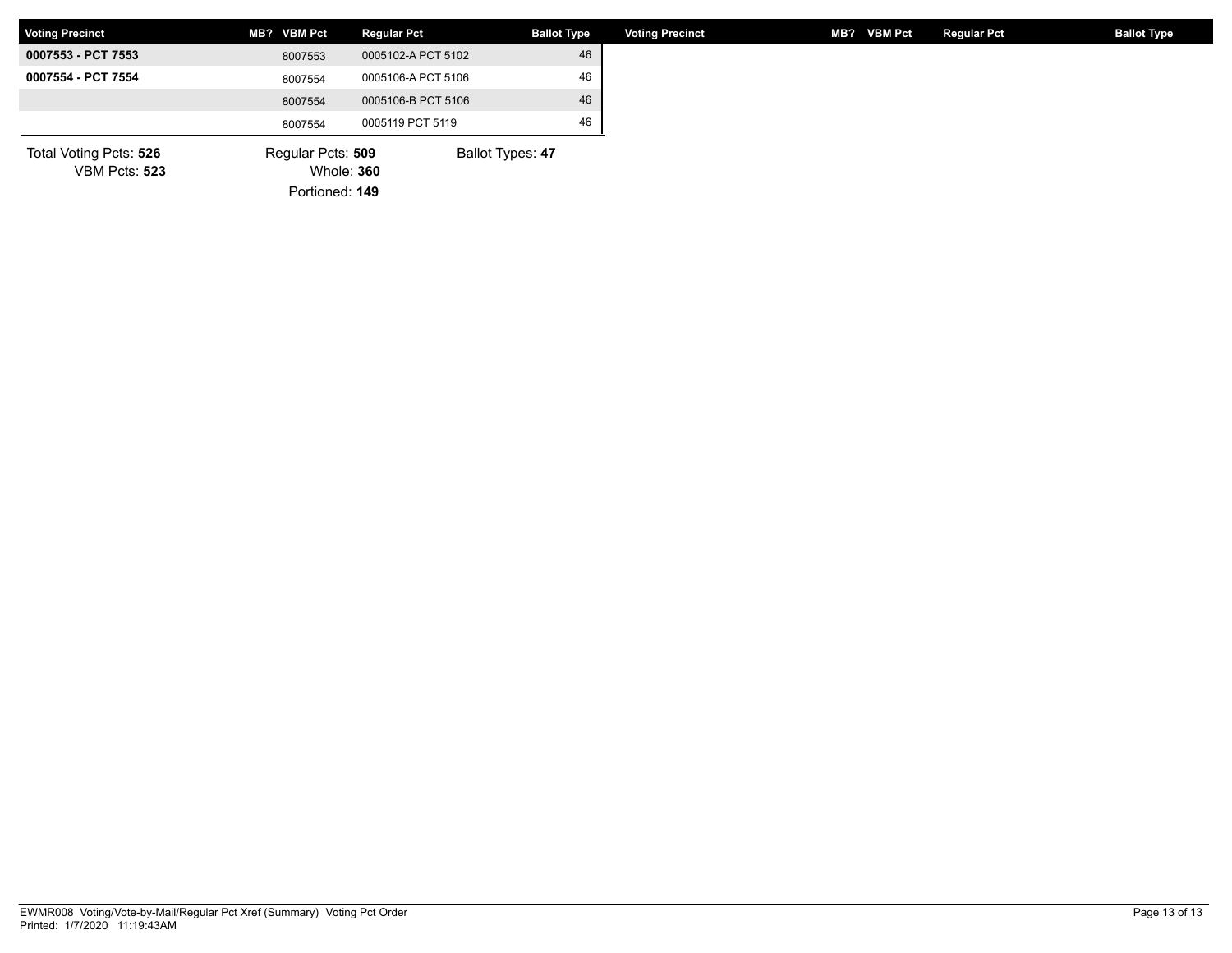| Voting Precinct | MB? | VBM Pct | Regular Pct | Ballot Type |
|---|---|---|---|---|
| **0007553 - PCT 7553** | | 8007553 | 0005102-A PCT 5102 | 46 |
| **0007554 - PCT 7554** | | 8007554 | 0005106-A PCT 5106 | 46 |
| | | 8007554 | 0005106-B PCT 5106 | 46 |
| | | 8007554 | 0005119 PCT 5119 | 46 |

Total Voting Pcts: **526**
VBM Pcts: **523**

Regular Pcts: **509**
Whole: **360**
Portioned: **149**

Ballot Types: **47**

EWMR008 Voting/Vote-by-Mail/Regular Pct Xref (Summary) Voting Pct Order
Printed: 1/7/2020 11:19:43AM